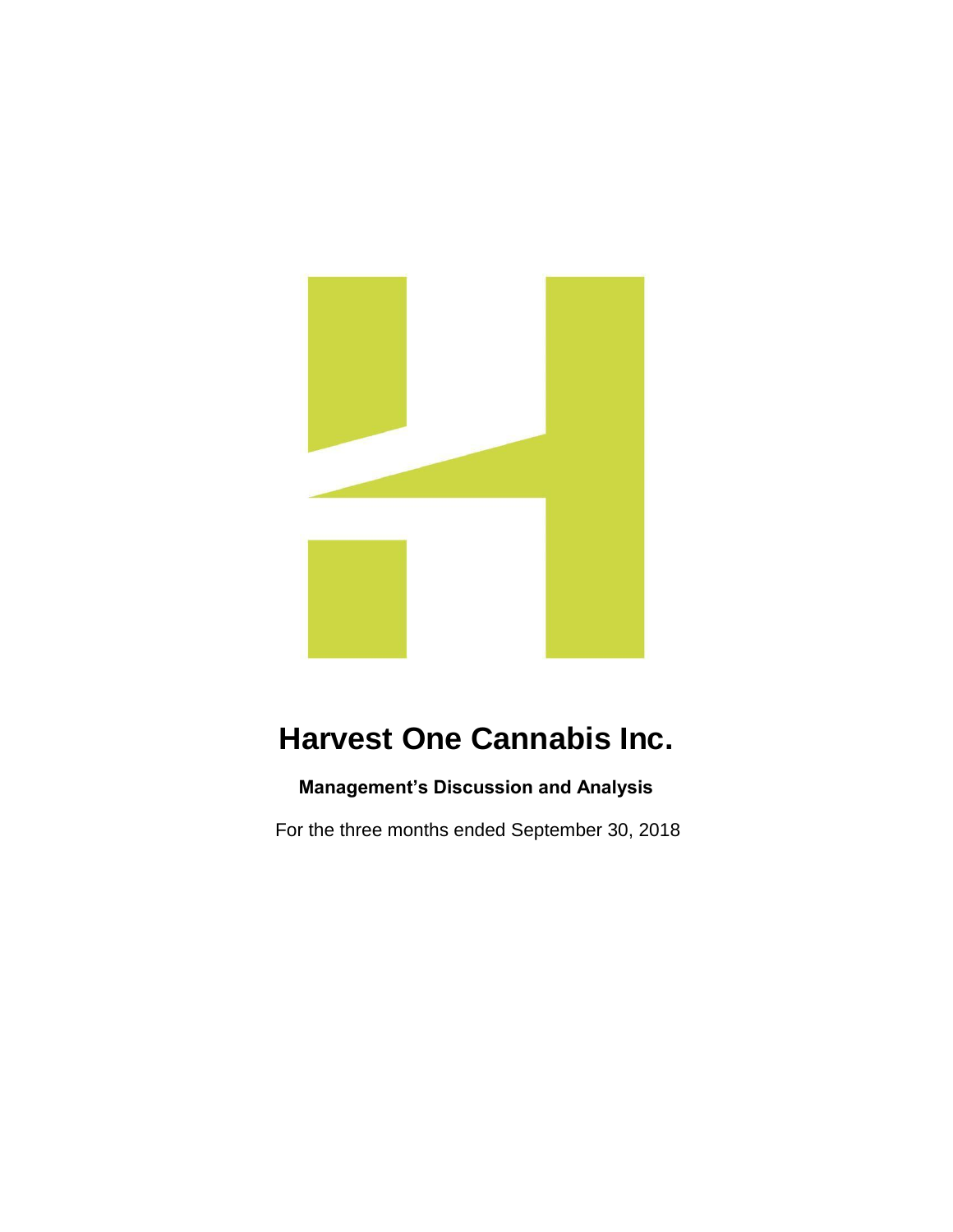# Harvest One Cannabis Inc.

**Management's Discussion and Analysis**

For the three months ended September 30, 2018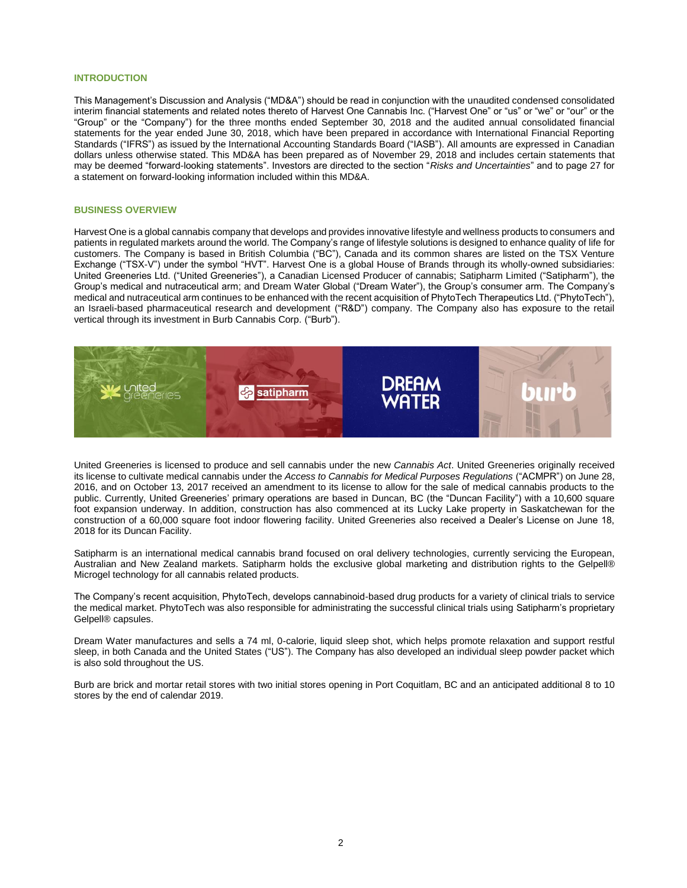## INTRODUCTION

This Management's Discussion and Analysis ("MD&A") should be read in conjunction with the unaudited condensed consolidated interim financial statements and related notes thereto of Harvest One Cannabis Inc. ("Harvest One" or "us" or "we" or "our" or the "Group" or the "Company") for the three months ended September 30, 2018 and the audited annual consolidated financial statements for the year ended June 30, 2018, which have been prepared in accordance with International Financial Reporting Standards ("IFRS") as issued by the International Accounting Standards Board ("IASB"). All amounts are expressed in Canadian dollars unless otherwise stated. This MD&A has been prepared as of November 29, 2018 and includes certain statements that may be deemed "forward-looking statements". Investors are directed to the section "*Risks and Uncertainties*" and to page 27 for a statement on forward-looking information included within this MD&A.

## BUSINESS OVERVIEW

Harvest One is a global cannabis company that develops and provides innovative lifestyle and wellness products to consumers and patients in regulated markets around the world. The Company's range of lifestyle solutions is designed to enhance quality of life for customers. The Company is based in British Columbia ("BC"), Canada and its common shares are listed on the TSX Venture Exchange ("TSX-V") under the symbol "HVT". Harvest One is a global House of Brands through its wholly-owned subsidiaries: United Greeneries Ltd. ("United Greeneries"), a Canadian Licensed Producer of cannabis; Satipharm Limited ("Satipharm"), the Group's medical and nutraceutical arm; and Dream Water Global ("Dream Water"), the Group's consumer arm. The Company's medical and nutraceutical arm continues to be enhanced with the recent acquisition of PhytoTech Therapeutics Ltd. ("PhytoTech"), an Israeli-based pharmaceutical research and development ("R&D") company. The Company also has exposure to the retail vertical through its investment in Burb Cannabis Corp. ("Burb").

United Greeneries is licensed to produce and sell cannabis under the new *Cannabis Act*. United Greeneries originally received its license to cultivate medical cannabis under the *Access to Cannabis for Medical Purposes Regulations* ("ACMPR") on June 28, 2016, and on October 13, 2017 received an amendment to its license to allow for the sale of medical cannabis products to the public. Currently, United Greeneries' primary operations are based in Duncan, BC (the "Duncan Facility") with a 10,600 square foot expansion underway. In addition, construction has also commenced at its Lucky Lake property in Saskatchewan for the construction of a 60,000 square foot indoor flowering facility. United Greeneries also received a Dealer's License on June 18, 2018 for its Duncan Facility.

Satipharm is an international medical cannabis brand focused on oral delivery technologies, currently servicing the European, Australian and New Zealand markets. Satipharm holds the exclusive global marketing and distribution rights to the Gelpell® Microgel technology for all cannabis related products.

The Company's recent acquisition, PhytoTech, develops cannabinoid-based drug products for a variety of clinical trials to service the medical market. PhytoTech was also responsible for administrating the successful clinical trials using Satipharm's proprietary Gelpell® capsules.

Dream Water manufactures and sells a 74 ml, 0-calorie, liquid sleep shot, which helps promote relaxation and support restful sleep, in both Canada and the United States ("US"). The Company has also developed an individual sleep powder packet which is also sold throughout the US.

Burb are brick and mortar retail stores with two initial stores opening in Port Coquitlam, BC and an anticipated additional 8 to 10 stores by the end of calendar 2019.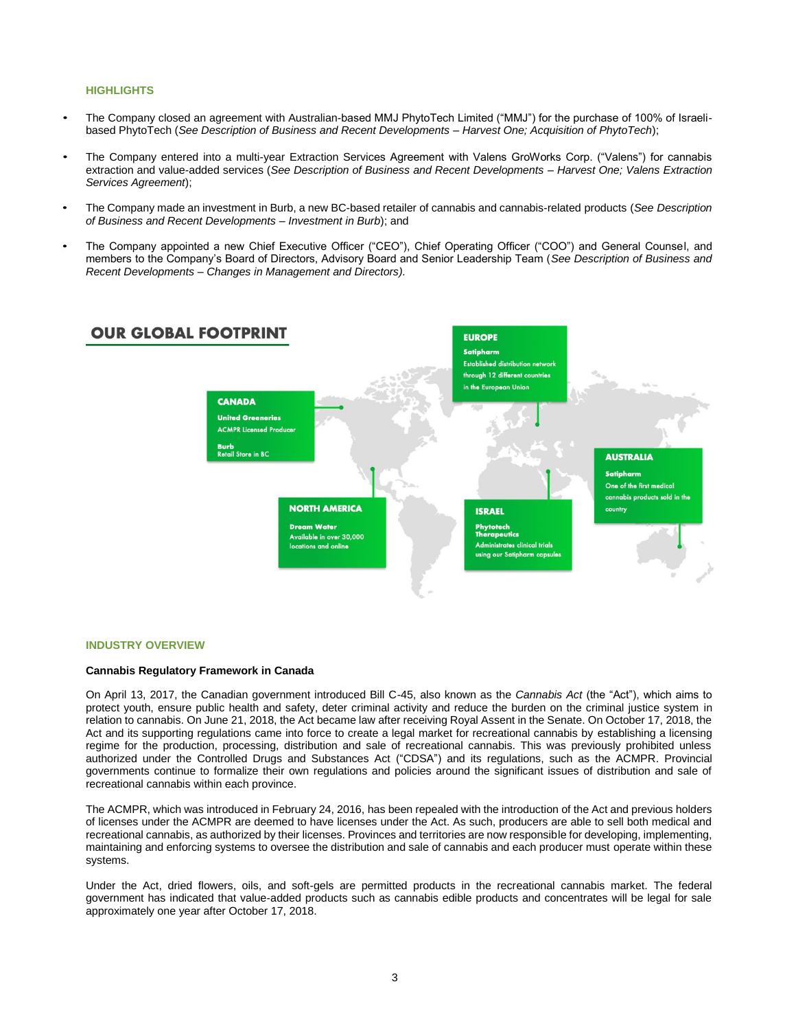## HIGHLIGHTS

- The Company closed an agreement with Australian-based MMJ PhytoTech Limited ("MMJ") for the purchase of 100% of Israeli-based PhytoTech (*See Description of Business and Recent Developments – Harvest One; Acquisition of PhytoTech*);
- The Company entered into a multi-year Extraction Services Agreement with Valens GroWorks Corp. ("Valens") for cannabis extraction and value-added services (*See Description of Business and Recent Developments – Harvest One; Valens Extraction Services Agreement*);
- The Company made an investment in Burb, a new BC-based retailer of cannabis and cannabis-related products (*See Description of Business and Recent Developments – Investment in Burb*); and
- The Company appointed a new Chief Executive Officer ("CEO"), Chief Operating Officer ("COO") and General Counsel, and members to the Company's Board of Directors, Advisory Board and Senior Leadership Team (*See Description of Business and Recent Developments – Changes in Management and Directors).*

## OUR GLOBAL FOOTPRINT

**EUROPE**
**Satipharm**
Established distribution network through 12 different countries in the European Union

**CANADA**
**United Greeneries**
ACMPR Licensed Producer
**Burb**
Retail Store in BC

**AUSTRALIA**
**Satipharm**
One of the first medical cannabis products sold in the country

**NORTH AMERICA**
**Dream Water**
Available in over 30,000 locations and online

**ISRAEL**
**Phytotech Therapeutics**
Administrates clinical trials using our Satipharm capsules

## INDUSTRY OVERVIEW

### Cannabis Regulatory Framework in Canada

On April 13, 2017, the Canadian government introduced Bill C-45, also known as the *Cannabis Act* (the "Act"), which aims to protect youth, ensure public health and safety, deter criminal activity and reduce the burden on the criminal justice system in relation to cannabis. On June 21, 2018, the Act became law after receiving Royal Assent in the Senate. On October 17, 2018, the Act and its supporting regulations came into force to create a legal market for recreational cannabis by establishing a licensing regime for the production, processing, distribution and sale of recreational cannabis. This was previously prohibited unless authorized under the Controlled Drugs and Substances Act ("CDSA") and its regulations, such as the ACMPR. Provincial governments continue to formalize their own regulations and policies around the significant issues of distribution and sale of recreational cannabis within each province.

The ACMPR, which was introduced in February 24, 2016, has been repealed with the introduction of the Act and previous holders of licenses under the ACMPR are deemed to have licenses under the Act. As such, producers are able to sell both medical and recreational cannabis, as authorized by their licenses. Provinces and territories are now responsible for developing, implementing, maintaining and enforcing systems to oversee the distribution and sale of cannabis and each producer must operate within these systems.

Under the Act, dried flowers, oils, and soft-gels are permitted products in the recreational cannabis market. The federal government has indicated that value-added products such as cannabis edible products and concentrates will be legal for sale approximately one year after October 17, 2018.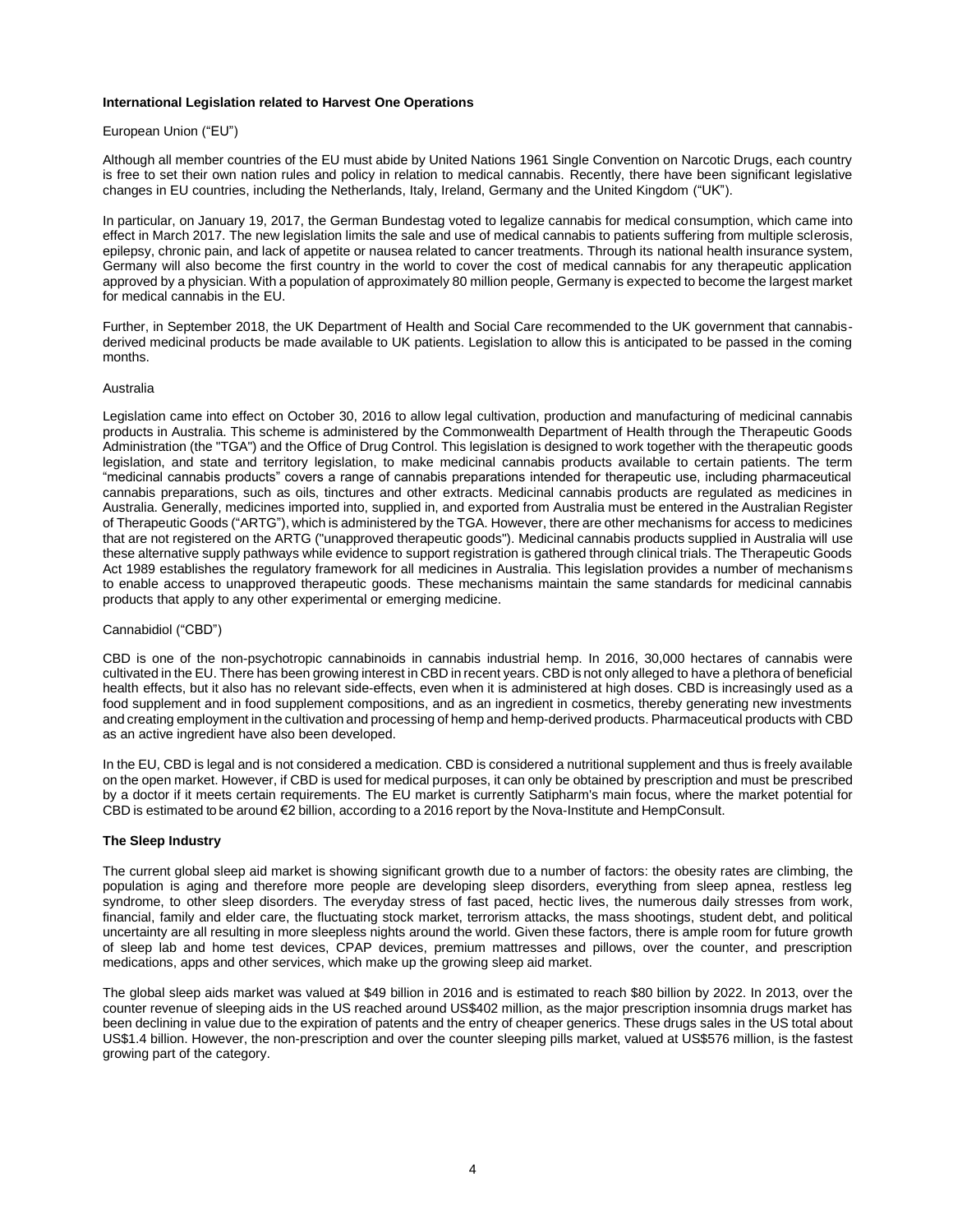### International Legislation related to Harvest One Operations

European Union ("EU")

Although all member countries of the EU must abide by United Nations 1961 Single Convention on Narcotic Drugs, each country is free to set their own nation rules and policy in relation to medical cannabis. Recently, there have been significant legislative changes in EU countries, including the Netherlands, Italy, Ireland, Germany and the United Kingdom ("UK").

In particular, on January 19, 2017, the German Bundestag voted to legalize cannabis for medical consumption, which came into effect in March 2017. The new legislation limits the sale and use of medical cannabis to patients suffering from multiple sclerosis, epilepsy, chronic pain, and lack of appetite or nausea related to cancer treatments. Through its national health insurance system, Germany will also become the first country in the world to cover the cost of medical cannabis for any therapeutic application approved by a physician. With a population of approximately 80 million people, Germany is expected to become the largest market for medical cannabis in the EU.

Further, in September 2018, the UK Department of Health and Social Care recommended to the UK government that cannabis-derived medicinal products be made available to UK patients. Legislation to allow this is anticipated to be passed in the coming months.

Australia

Legislation came into effect on October 30, 2016 to allow legal cultivation, production and manufacturing of medicinal cannabis products in Australia. This scheme is administered by the Commonwealth Department of Health through the Therapeutic Goods Administration (the "TGA") and the Office of Drug Control. This legislation is designed to work together with the therapeutic goods legislation, and state and territory legislation, to make medicinal cannabis products available to certain patients. The term "medicinal cannabis products" covers a range of cannabis preparations intended for therapeutic use, including pharmaceutical cannabis preparations, such as oils, tinctures and other extracts. Medicinal cannabis products are regulated as medicines in Australia. Generally, medicines imported into, supplied in, and exported from Australia must be entered in the Australian Register of Therapeutic Goods ("ARTG"), which is administered by the TGA. However, there are other mechanisms for access to medicines that are not registered on the ARTG ("unapproved therapeutic goods"). Medicinal cannabis products supplied in Australia will use these alternative supply pathways while evidence to support registration is gathered through clinical trials. The Therapeutic Goods Act 1989 establishes the regulatory framework for all medicines in Australia. This legislation provides a number of mechanisms to enable access to unapproved therapeutic goods. These mechanisms maintain the same standards for medicinal cannabis products that apply to any other experimental or emerging medicine.

Cannabidiol ("CBD")

CBD is one of the non-psychotropic cannabinoids in cannabis industrial hemp. In 2016, 30,000 hectares of cannabis were cultivated in the EU. There has been growing interest in CBD in recent years. CBD is not only alleged to have a plethora of beneficial health effects, but it also has no relevant side-effects, even when it is administered at high doses. CBD is increasingly used as a food supplement and in food supplement compositions, and as an ingredient in cosmetics, thereby generating new investments and creating employment in the cultivation and processing of hemp and hemp-derived products. Pharmaceutical products with CBD as an active ingredient have also been developed.

In the EU, CBD is legal and is not considered a medication. CBD is considered a nutritional supplement and thus is freely available on the open market. However, if CBD is used for medical purposes, it can only be obtained by prescription and must be prescribed by a doctor if it meets certain requirements. The EU market is currently Satipharm's main focus, where the market potential for CBD is estimated to be around €2 billion, according to a 2016 report by the Nova-Institute and HempConsult.

### The Sleep Industry

The current global sleep aid market is showing significant growth due to a number of factors: the obesity rates are climbing, the population is aging and therefore more people are developing sleep disorders, everything from sleep apnea, restless leg syndrome, to other sleep disorders. The everyday stress of fast paced, hectic lives, the numerous daily stresses from work, financial, family and elder care, the fluctuating stock market, terrorism attacks, the mass shootings, student debt, and political uncertainty are all resulting in more sleepless nights around the world. Given these factors, there is ample room for future growth of sleep lab and home test devices, CPAP devices, premium mattresses and pillows, over the counter, and prescription medications, apps and other services, which make up the growing sleep aid market.

The global sleep aids market was valued at $49 billion in 2016 and is estimated to reach $80 billion by 2022. In 2013, over the counter revenue of sleeping aids in the US reached around US$402 million, as the major prescription insomnia drugs market has been declining in value due to the expiration of patents and the entry of cheaper generics. These drugs sales in the US total about US$1.4 billion. However, the non-prescription and over the counter sleeping pills market, valued at US$576 million, is the fastest growing part of the category.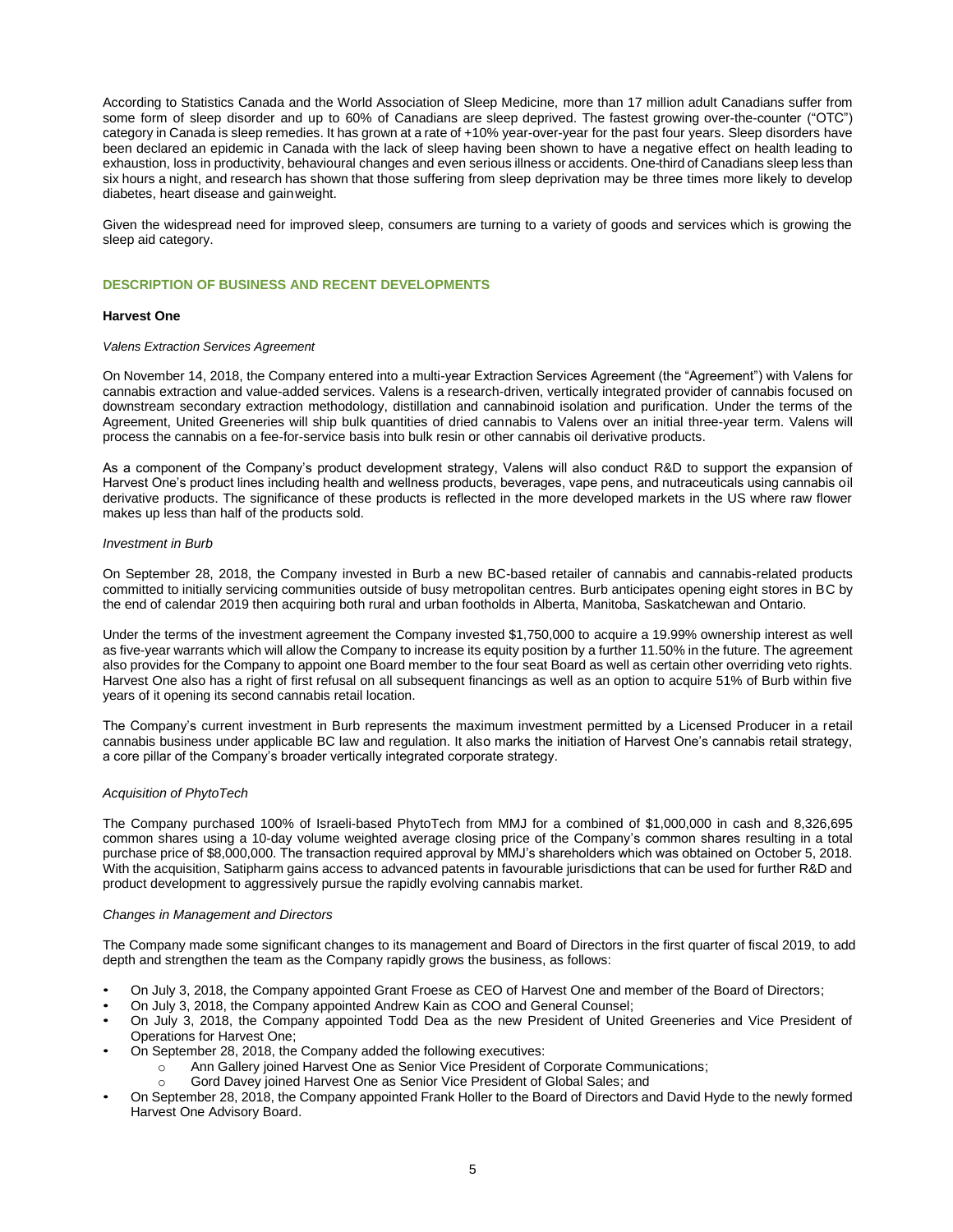According to Statistics Canada and the World Association of Sleep Medicine, more than 17 million adult Canadians suffer from some form of sleep disorder and up to 60% of Canadians are sleep deprived. The fastest growing over-the-counter ("OTC") category in Canada is sleep remedies. It has grown at a rate of +10% year-over-year for the past four years. Sleep disorders have been declared an epidemic in Canada with the lack of sleep having been shown to have a negative effect on health leading to exhaustion, loss in productivity, behavioural changes and even serious illness or accidents. One-third of Canadians sleep less than six hours a night, and research has shown that those suffering from sleep deprivation may be three times more likely to develop diabetes, heart disease and gainweight.

Given the widespread need for improved sleep, consumers are turning to a variety of goods and services which is growing the sleep aid category.

## DESCRIPTION OF BUSINESS AND RECENT DEVELOPMENTS

### Harvest One

*Valens Extraction Services Agreement*

On November 14, 2018, the Company entered into a multi-year Extraction Services Agreement (the "Agreement") with Valens for cannabis extraction and value-added services. Valens is a research-driven, vertically integrated provider of cannabis focused on downstream secondary extraction methodology, distillation and cannabinoid isolation and purification. Under the terms of the Agreement, United Greeneries will ship bulk quantities of dried cannabis to Valens over an initial three-year term. Valens will process the cannabis on a fee-for-service basis into bulk resin or other cannabis oil derivative products.

As a component of the Company's product development strategy, Valens will also conduct R&D to support the expansion of Harvest One's product lines including health and wellness products, beverages, vape pens, and nutraceuticals using cannabis oil derivative products. The significance of these products is reflected in the more developed markets in the US where raw flower makes up less than half of the products sold.

*Investment in Burb*

On September 28, 2018, the Company invested in Burb a new BC-based retailer of cannabis and cannabis-related products committed to initially servicing communities outside of busy metropolitan centres. Burb anticipates opening eight stores in BC by the end of calendar 2019 then acquiring both rural and urban footholds in Alberta, Manitoba, Saskatchewan and Ontario.

Under the terms of the investment agreement the Company invested $1,750,000 to acquire a 19.99% ownership interest as well as five-year warrants which will allow the Company to increase its equity position by a further 11.50% in the future. The agreement also provides for the Company to appoint one Board member to the four seat Board as well as certain other overriding veto rights. Harvest One also has a right of first refusal on all subsequent financings as well as an option to acquire 51% of Burb within five years of it opening its second cannabis retail location.

The Company's current investment in Burb represents the maximum investment permitted by a Licensed Producer in a retail cannabis business under applicable BC law and regulation. It also marks the initiation of Harvest One's cannabis retail strategy, a core pillar of the Company's broader vertically integrated corporate strategy.

*Acquisition of PhytoTech*

The Company purchased 100% of Israeli-based PhytoTech from MMJ for a combined of $1,000,000 in cash and 8,326,695 common shares using a 10-day volume weighted average closing price of the Company's common shares resulting in a total purchase price of $8,000,000. The transaction required approval by MMJ's shareholders which was obtained on October 5, 2018. With the acquisition, Satipharm gains access to advanced patents in favourable jurisdictions that can be used for further R&D and product development to aggressively pursue the rapidly evolving cannabis market.

*Changes in Management and Directors*

The Company made some significant changes to its management and Board of Directors in the first quarter of fiscal 2019, to add depth and strengthen the team as the Company rapidly grows the business, as follows:

- On July 3, 2018, the Company appointed Grant Froese as CEO of Harvest One and member of the Board of Directors;
- On July 3, 2018, the Company appointed Andrew Kain as COO and General Counsel;
- On July 3, 2018, the Company appointed Todd Dea as the new President of United Greeneries and Vice President of Operations for Harvest One;
- On September 28, 2018, the Company added the following executives:
  - Ann Gallery joined Harvest One as Senior Vice President of Corporate Communications;
  - Gord Davey joined Harvest One as Senior Vice President of Global Sales; and
- On September 28, 2018, the Company appointed Frank Holler to the Board of Directors and David Hyde to the newly formed Harvest One Advisory Board.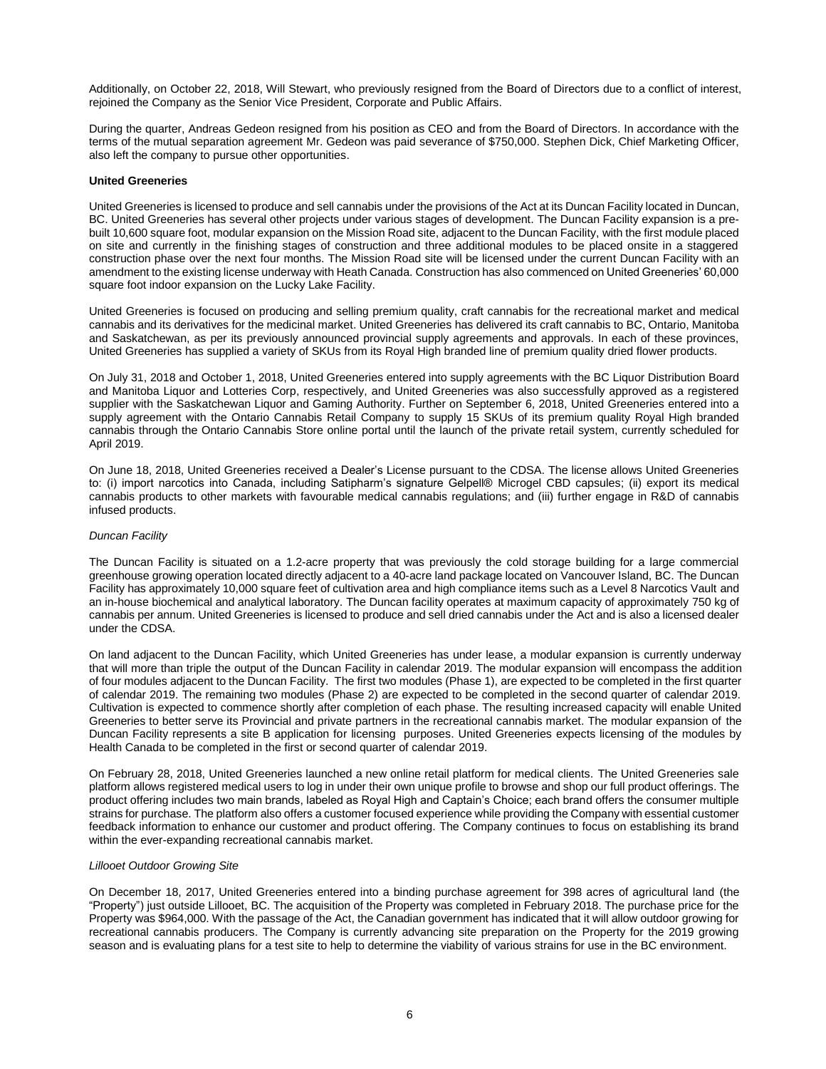Additionally, on October 22, 2018, Will Stewart, who previously resigned from the Board of Directors due to a conflict of interest, rejoined the Company as the Senior Vice President, Corporate and Public Affairs.

During the quarter, Andreas Gedeon resigned from his position as CEO and from the Board of Directors. In accordance with the terms of the mutual separation agreement Mr. Gedeon was paid severance of $750,000. Stephen Dick, Chief Marketing Officer, also left the company to pursue other opportunities.

**United Greeneries**

United Greeneries is licensed to produce and sell cannabis under the provisions of the Act at its Duncan Facility located in Duncan, BC. United Greeneries has several other projects under various stages of development. The Duncan Facility expansion is a pre-built 10,600 square foot, modular expansion on the Mission Road site, adjacent to the Duncan Facility, with the first module placed on site and currently in the finishing stages of construction and three additional modules to be placed onsite in a staggered construction phase over the next four months. The Mission Road site will be licensed under the current Duncan Facility with an amendment to the existing license underway with Heath Canada. Construction has also commenced on United Greeneries' 60,000 square foot indoor expansion on the Lucky Lake Facility.

United Greeneries is focused on producing and selling premium quality, craft cannabis for the recreational market and medical cannabis and its derivatives for the medicinal market. United Greeneries has delivered its craft cannabis to BC, Ontario, Manitoba and Saskatchewan, as per its previously announced provincial supply agreements and approvals. In each of these provinces, United Greeneries has supplied a variety of SKUs from its Royal High branded line of premium quality dried flower products.

On July 31, 2018 and October 1, 2018, United Greeneries entered into supply agreements with the BC Liquor Distribution Board and Manitoba Liquor and Lotteries Corp, respectively, and United Greeneries was also successfully approved as a registered supplier with the Saskatchewan Liquor and Gaming Authority. Further on September 6, 2018, United Greeneries entered into a supply agreement with the Ontario Cannabis Retail Company to supply 15 SKUs of its premium quality Royal High branded cannabis through the Ontario Cannabis Store online portal until the launch of the private retail system, currently scheduled for April 2019.

On June 18, 2018, United Greeneries received a Dealer's License pursuant to the CDSA. The license allows United Greeneries to: (i) import narcotics into Canada, including Satipharm's signature Gelpell® Microgel CBD capsules; (ii) export its medical cannabis products to other markets with favourable medical cannabis regulations; and (iii) further engage in R&D of cannabis infused products.

*Duncan Facility*

The Duncan Facility is situated on a 1.2-acre property that was previously the cold storage building for a large commercial greenhouse growing operation located directly adjacent to a 40-acre land package located on Vancouver Island, BC. The Duncan Facility has approximately 10,000 square feet of cultivation area and high compliance items such as a Level 8 Narcotics Vault and an in-house biochemical and analytical laboratory. The Duncan facility operates at maximum capacity of approximately 750 kg of cannabis per annum. United Greeneries is licensed to produce and sell dried cannabis under the Act and is also a licensed dealer under the CDSA.

On land adjacent to the Duncan Facility, which United Greeneries has under lease, a modular expansion is currently underway that will more than triple the output of the Duncan Facility in calendar 2019. The modular expansion will encompass the addition of four modules adjacent to the Duncan Facility. The first two modules (Phase 1), are expected to be completed in the first quarter of calendar 2019. The remaining two modules (Phase 2) are expected to be completed in the second quarter of calendar 2019. Cultivation is expected to commence shortly after completion of each phase. The resulting increased capacity will enable United Greeneries to better serve its Provincial and private partners in the recreational cannabis market. The modular expansion of the Duncan Facility represents a site B application for licensing purposes. United Greeneries expects licensing of the modules by Health Canada to be completed in the first or second quarter of calendar 2019.

On February 28, 2018, United Greeneries launched a new online retail platform for medical clients. The United Greeneries sale platform allows registered medical users to log in under their own unique profile to browse and shop our full product offerings. The product offering includes two main brands, labeled as Royal High and Captain's Choice; each brand offers the consumer multiple strains for purchase. The platform also offers a customer focused experience while providing the Company with essential customer feedback information to enhance our customer and product offering. The Company continues to focus on establishing its brand within the ever-expanding recreational cannabis market.

*Lillooet Outdoor Growing Site*

On December 18, 2017, United Greeneries entered into a binding purchase agreement for 398 acres of agricultural land (the "Property") just outside Lillooet, BC. The acquisition of the Property was completed in February 2018. The purchase price for the Property was $964,000. With the passage of the Act, the Canadian government has indicated that it will allow outdoor growing for recreational cannabis producers. The Company is currently advancing site preparation on the Property for the 2019 growing season and is evaluating plans for a test site to help to determine the viability of various strains for use in the BC environment.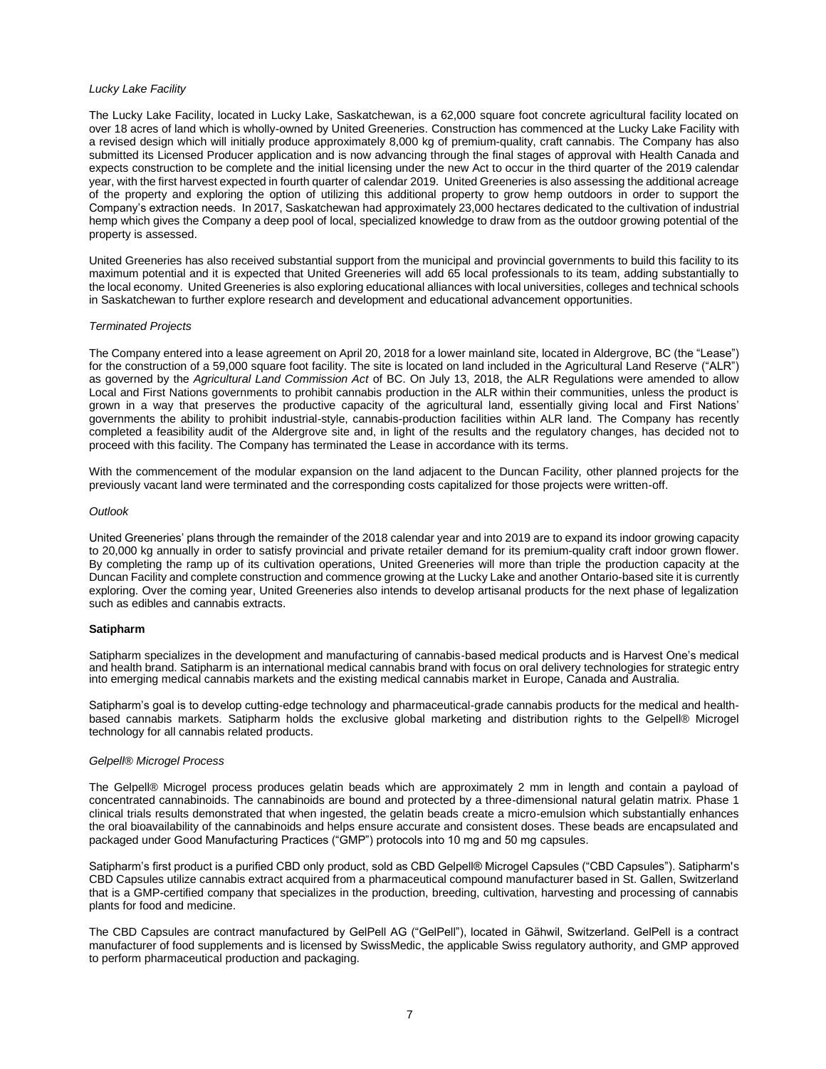*Lucky Lake Facility*

The Lucky Lake Facility, located in Lucky Lake, Saskatchewan, is a 62,000 square foot concrete agricultural facility located on over 18 acres of land which is wholly-owned by United Greeneries. Construction has commenced at the Lucky Lake Facility with a revised design which will initially produce approximately 8,000 kg of premium-quality, craft cannabis. The Company has also submitted its Licensed Producer application and is now advancing through the final stages of approval with Health Canada and expects construction to be complete and the initial licensing under the new Act to occur in the third quarter of the 2019 calendar year, with the first harvest expected in fourth quarter of calendar 2019. United Greeneries is also assessing the additional acreage of the property and exploring the option of utilizing this additional property to grow hemp outdoors in order to support the Company's extraction needs. In 2017, Saskatchewan had approximately 23,000 hectares dedicated to the cultivation of industrial hemp which gives the Company a deep pool of local, specialized knowledge to draw from as the outdoor growing potential of the property is assessed.

United Greeneries has also received substantial support from the municipal and provincial governments to build this facility to its maximum potential and it is expected that United Greeneries will add 65 local professionals to its team, adding substantially to the local economy. United Greeneries is also exploring educational alliances with local universities, colleges and technical schools in Saskatchewan to further explore research and development and educational advancement opportunities.

*Terminated Projects*

The Company entered into a lease agreement on April 20, 2018 for a lower mainland site, located in Aldergrove, BC (the "Lease") for the construction of a 59,000 square foot facility. The site is located on land included in the Agricultural Land Reserve ("ALR") as governed by the *Agricultural Land Commission Act* of BC. On July 13, 2018, the ALR Regulations were amended to allow Local and First Nations governments to prohibit cannabis production in the ALR within their communities, unless the product is grown in a way that preserves the productive capacity of the agricultural land, essentially giving local and First Nations' governments the ability to prohibit industrial-style, cannabis-production facilities within ALR land. The Company has recently completed a feasibility audit of the Aldergrove site and, in light of the results and the regulatory changes, has decided not to proceed with this facility. The Company has terminated the Lease in accordance with its terms.

With the commencement of the modular expansion on the land adjacent to the Duncan Facility, other planned projects for the previously vacant land were terminated and the corresponding costs capitalized for those projects were written-off.

*Outlook*

United Greeneries' plans through the remainder of the 2018 calendar year and into 2019 are to expand its indoor growing capacity to 20,000 kg annually in order to satisfy provincial and private retailer demand for its premium-quality craft indoor grown flower. By completing the ramp up of its cultivation operations, United Greeneries will more than triple the production capacity at the Duncan Facility and complete construction and commence growing at the Lucky Lake and another Ontario-based site it is currently exploring. Over the coming year, United Greeneries also intends to develop artisanal products for the next phase of legalization such as edibles and cannabis extracts.

**Satipharm**

Satipharm specializes in the development and manufacturing of cannabis-based medical products and is Harvest One's medical and health brand. Satipharm is an international medical cannabis brand with focus on oral delivery technologies for strategic entry into emerging medical cannabis markets and the existing medical cannabis market in Europe, Canada and Australia.

Satipharm's goal is to develop cutting-edge technology and pharmaceutical-grade cannabis products for the medical and health-based cannabis markets. Satipharm holds the exclusive global marketing and distribution rights to the Gelpell® Microgel technology for all cannabis related products.

*Gelpell® Microgel Process*

The Gelpell® Microgel process produces gelatin beads which are approximately 2 mm in length and contain a payload of concentrated cannabinoids. The cannabinoids are bound and protected by a three-dimensional natural gelatin matrix. Phase 1 clinical trials results demonstrated that when ingested, the gelatin beads create a micro-emulsion which substantially enhances the oral bioavailability of the cannabinoids and helps ensure accurate and consistent doses. These beads are encapsulated and packaged under Good Manufacturing Practices ("GMP") protocols into 10 mg and 50 mg capsules.

Satipharm's first product is a purified CBD only product, sold as CBD Gelpell® Microgel Capsules ("CBD Capsules"). Satipharm's CBD Capsules utilize cannabis extract acquired from a pharmaceutical compound manufacturer based in St. Gallen, Switzerland that is a GMP-certified company that specializes in the production, breeding, cultivation, harvesting and processing of cannabis plants for food and medicine.

The CBD Capsules are contract manufactured by GelPell AG ("GelPell"), located in Gähwil, Switzerland. GelPell is a contract manufacturer of food supplements and is licensed by SwissMedic, the applicable Swiss regulatory authority, and GMP approved to perform pharmaceutical production and packaging.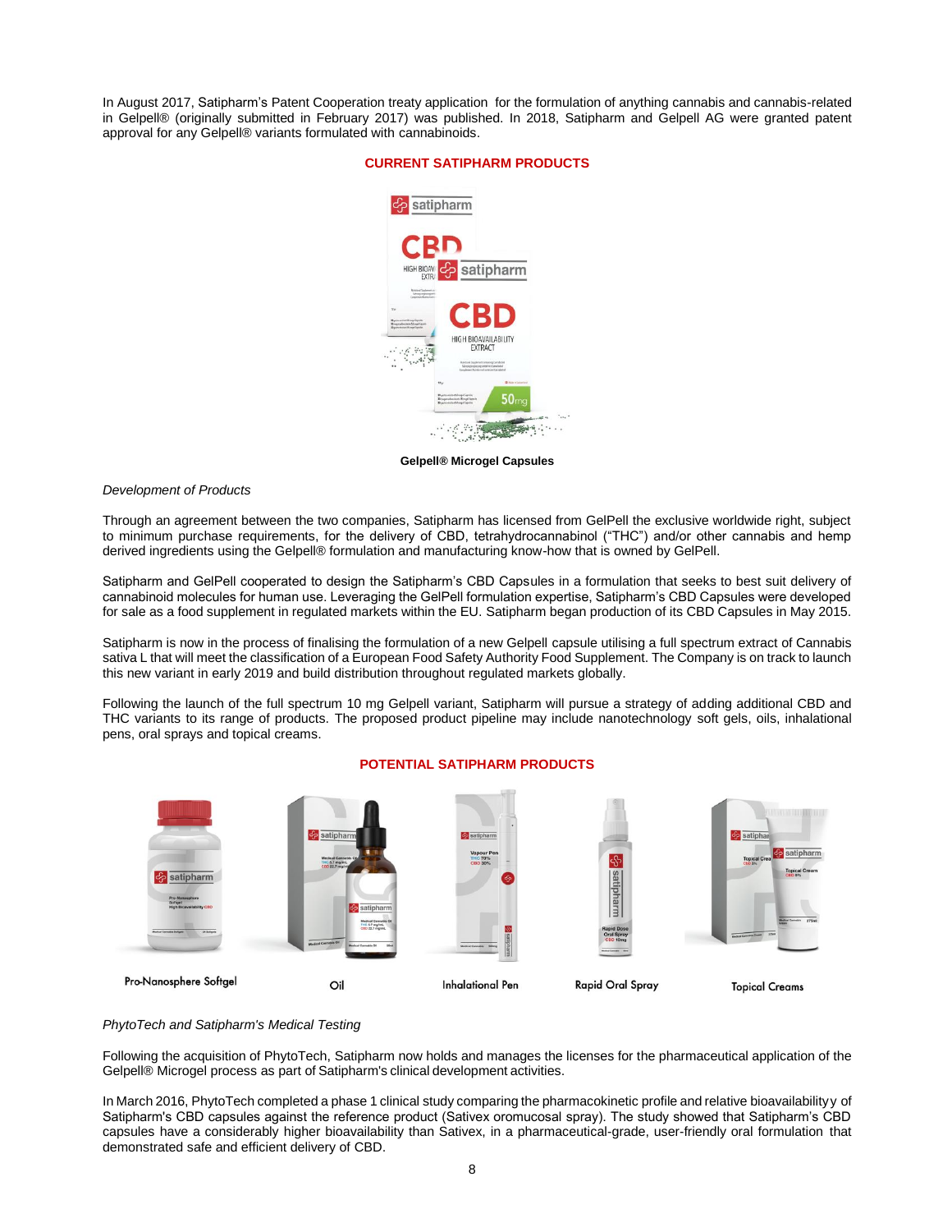In August 2017, Satipharm's Patent Cooperation treaty application for the formulation of anything cannabis and cannabis-related in Gelpell® (originally submitted in February 2017) was published. In 2018, Satipharm and Gelpell AG were granted patent approval for any Gelpell® variants formulated with cannabinoids.

**CURRENT SATIPHARM PRODUCTS**

**Gelpell® Microgel Capsules**

*Development of Products*

Through an agreement between the two companies, Satipharm has licensed from GelPell the exclusive worldwide right, subject to minimum purchase requirements, for the delivery of CBD, tetrahydrocannabinol ("THC") and/or other cannabis and hemp derived ingredients using the Gelpell® formulation and manufacturing know-how that is owned by GelPell.

Satipharm and GelPell cooperated to design the Satipharm's CBD Capsules in a formulation that seeks to best suit delivery of cannabinoid molecules for human use. Leveraging the GelPell formulation expertise, Satipharm's CBD Capsules were developed for sale as a food supplement in regulated markets within the EU. Satipharm began production of its CBD Capsules in May 2015.

Satipharm is now in the process of finalising the formulation of a new Gelpell capsule utilising a full spectrum extract of Cannabis sativa L that will meet the classification of a European Food Safety Authority Food Supplement. The Company is on track to launch this new variant in early 2019 and build distribution throughout regulated markets globally.

Following the launch of the full spectrum 10 mg Gelpell variant, Satipharm will pursue a strategy of adding additional CBD and THC variants to its range of products. The proposed product pipeline may include nanotechnology soft gels, oils, inhalational pens, oral sprays and topical creams.

**POTENTIAL SATIPHARM PRODUCTS**

Pro-Nanosphere Softgel    Oil    Inhalational Pen    Rapid Oral Spray    Topical Creams

*PhytoTech and Satipharm's Medical Testing*

Following the acquisition of PhytoTech, Satipharm now holds and manages the licenses for the pharmaceutical application of the Gelpell® Microgel process as part of Satipharm's clinical development activities.

In March 2016, PhytoTech completed a phase 1 clinical study comparing the pharmacokinetic profile and relative bioavailabilityy of Satipharm's CBD capsules against the reference product (Sativex oromucosal spray). The study showed that Satipharm's CBD capsules have a considerably higher bioavailability than Sativex, in a pharmaceutical-grade, user-friendly oral formulation that demonstrated safe and efficient delivery of CBD.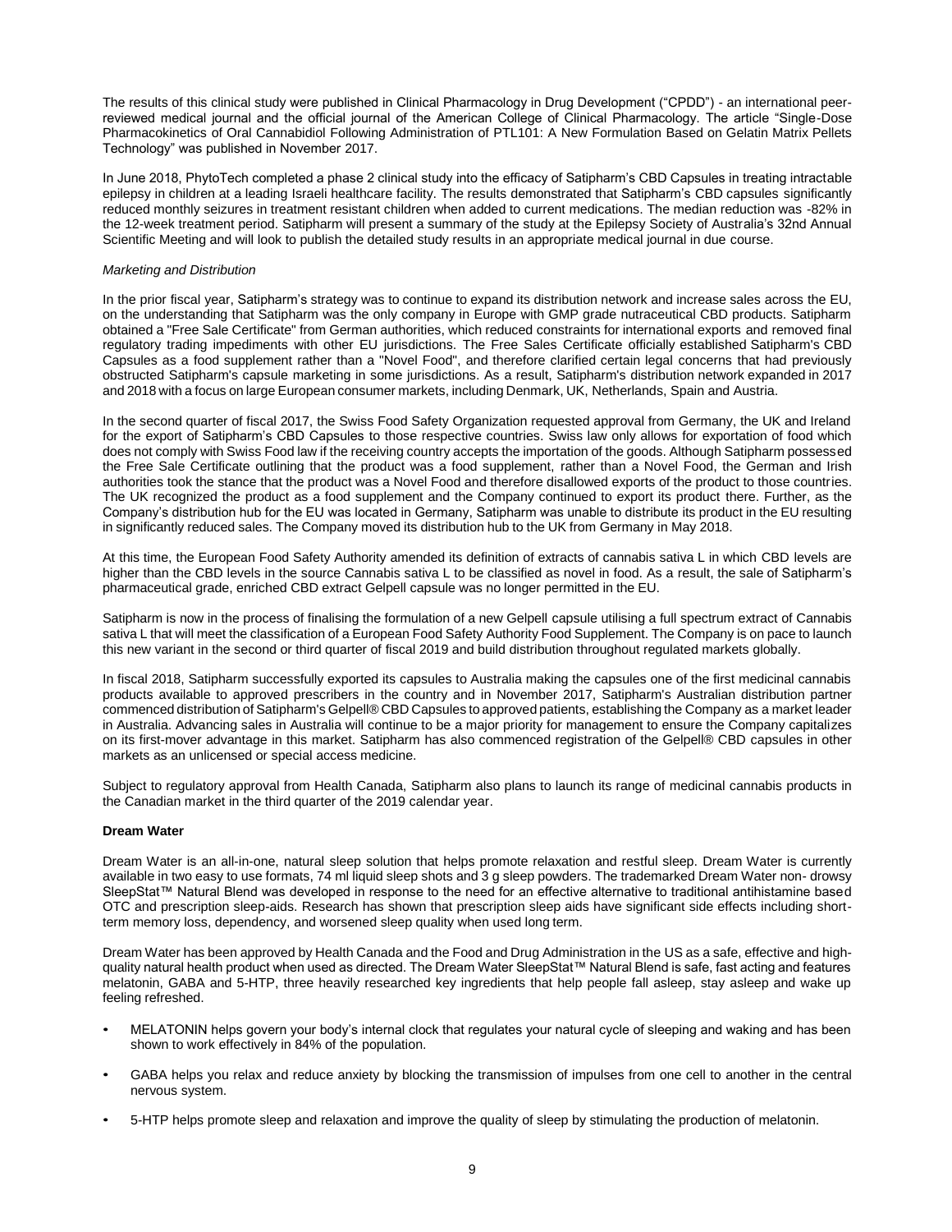The results of this clinical study were published in Clinical Pharmacology in Drug Development ("CPDD") - an international peer-reviewed medical journal and the official journal of the American College of Clinical Pharmacology. The article "Single-Dose Pharmacokinetics of Oral Cannabidiol Following Administration of PTL101: A New Formulation Based on Gelatin Matrix Pellets Technology" was published in November 2017.

In June 2018, PhytoTech completed a phase 2 clinical study into the efficacy of Satipharm's CBD Capsules in treating intractable epilepsy in children at a leading Israeli healthcare facility. The results demonstrated that Satipharm's CBD capsules significantly reduced monthly seizures in treatment resistant children when added to current medications. The median reduction was -82% in the 12-week treatment period. Satipharm will present a summary of the study at the Epilepsy Society of Australia's 32nd Annual Scientific Meeting and will look to publish the detailed study results in an appropriate medical journal in due course.

*Marketing and Distribution*

In the prior fiscal year, Satipharm's strategy was to continue to expand its distribution network and increase sales across the EU, on the understanding that Satipharm was the only company in Europe with GMP grade nutraceutical CBD products. Satipharm obtained a "Free Sale Certificate" from German authorities, which reduced constraints for international exports and removed final regulatory trading impediments with other EU jurisdictions. The Free Sales Certificate officially established Satipharm's CBD Capsules as a food supplement rather than a "Novel Food", and therefore clarified certain legal concerns that had previously obstructed Satipharm's capsule marketing in some jurisdictions. As a result, Satipharm's distribution network expanded in 2017 and 2018 with a focus on large European consumer markets, including Denmark, UK, Netherlands, Spain and Austria.

In the second quarter of fiscal 2017, the Swiss Food Safety Organization requested approval from Germany, the UK and Ireland for the export of Satipharm's CBD Capsules to those respective countries. Swiss law only allows for exportation of food which does not comply with Swiss Food law if the receiving country accepts the importation of the goods. Although Satipharm possessed the Free Sale Certificate outlining that the product was a food supplement, rather than a Novel Food, the German and Irish authorities took the stance that the product was a Novel Food and therefore disallowed exports of the product to those countries. The UK recognized the product as a food supplement and the Company continued to export its product there. Further, as the Company's distribution hub for the EU was located in Germany, Satipharm was unable to distribute its product in the EU resulting in significantly reduced sales. The Company moved its distribution hub to the UK from Germany in May 2018.

At this time, the European Food Safety Authority amended its definition of extracts of cannabis sativa L in which CBD levels are higher than the CBD levels in the source Cannabis sativa L to be classified as novel in food. As a result, the sale of Satipharm's pharmaceutical grade, enriched CBD extract Gelpell capsule was no longer permitted in the EU.

Satipharm is now in the process of finalising the formulation of a new Gelpell capsule utilising a full spectrum extract of Cannabis sativa L that will meet the classification of a European Food Safety Authority Food Supplement. The Company is on pace to launch this new variant in the second or third quarter of fiscal 2019 and build distribution throughout regulated markets globally.

In fiscal 2018, Satipharm successfully exported its capsules to Australia making the capsules one of the first medicinal cannabis products available to approved prescribers in the country and in November 2017, Satipharm's Australian distribution partner commenced distribution of Satipharm's Gelpell® CBD Capsules to approved patients, establishing the Company as a market leader in Australia. Advancing sales in Australia will continue to be a major priority for management to ensure the Company capitalizes on its first-mover advantage in this market. Satipharm has also commenced registration of the Gelpell® CBD capsules in other markets as an unlicensed or special access medicine.

Subject to regulatory approval from Health Canada, Satipharm also plans to launch its range of medicinal cannabis products in the Canadian market in the third quarter of the 2019 calendar year.

**Dream Water**

Dream Water is an all-in-one, natural sleep solution that helps promote relaxation and restful sleep. Dream Water is currently available in two easy to use formats, 74 ml liquid sleep shots and 3 g sleep powders. The trademarked Dream Water non- drowsy SleepStat™ Natural Blend was developed in response to the need for an effective alternative to traditional antihistamine based OTC and prescription sleep-aids. Research has shown that prescription sleep aids have significant side effects including short-term memory loss, dependency, and worsened sleep quality when used long term.

Dream Water has been approved by Health Canada and the Food and Drug Administration in the US as a safe, effective and high-quality natural health product when used as directed. The Dream Water SleepStat™ Natural Blend is safe, fast acting and features melatonin, GABA and 5-HTP, three heavily researched key ingredients that help people fall asleep, stay asleep and wake up feeling refreshed.

- MELATONIN helps govern your body's internal clock that regulates your natural cycle of sleeping and waking and has been shown to work effectively in 84% of the population.
- GABA helps you relax and reduce anxiety by blocking the transmission of impulses from one cell to another in the central nervous system.
- 5-HTP helps promote sleep and relaxation and improve the quality of sleep by stimulating the production of melatonin.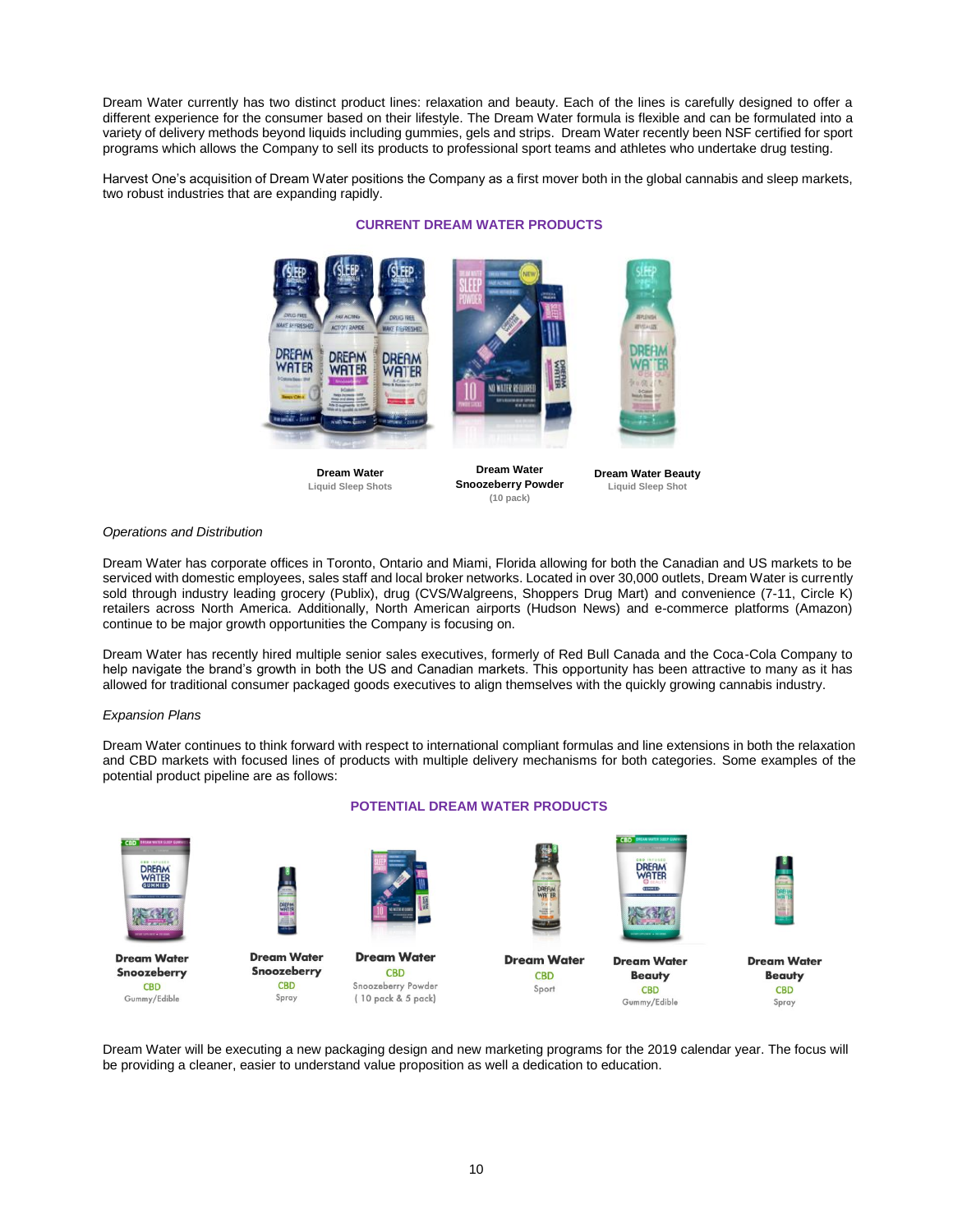Dream Water currently has two distinct product lines: relaxation and beauty. Each of the lines is carefully designed to offer a different experience for the consumer based on their lifestyle. The Dream Water formula is flexible and can be formulated into a variety of delivery methods beyond liquids including gummies, gels and strips. Dream Water recently been NSF certified for sport programs which allows the Company to sell its products to professional sport teams and athletes who undertake drug testing.

Harvest One's acquisition of Dream Water positions the Company as a first mover both in the global cannabis and sleep markets, two robust industries that are expanding rapidly.

**CURRENT DREAM WATER PRODUCTS**

**Dream Water**
Liquid Sleep Shots

**Dream Water Snoozeberry Powder**
(10 pack)

**Dream Water Beauty**
Liquid Sleep Shot

*Operations and Distribution*

Dream Water has corporate offices in Toronto, Ontario and Miami, Florida allowing for both the Canadian and US markets to be serviced with domestic employees, sales staff and local broker networks. Located in over 30,000 outlets, Dream Water is currently sold through industry leading grocery (Publix), drug (CVS/Walgreens, Shoppers Drug Mart) and convenience (7-11, Circle K) retailers across North America. Additionally, North American airports (Hudson News) and e-commerce platforms (Amazon) continue to be major growth opportunities the Company is focusing on.

Dream Water has recently hired multiple senior sales executives, formerly of Red Bull Canada and the Coca-Cola Company to help navigate the brand's growth in both the US and Canadian markets. This opportunity has been attractive to many as it has allowed for traditional consumer packaged goods executives to align themselves with the quickly growing cannabis industry.

*Expansion Plans*

Dream Water continues to think forward with respect to international compliant formulas and line extensions in both the relaxation and CBD markets with focused lines of products with multiple delivery mechanisms for both categories. Some examples of the potential product pipeline are as follows:

**POTENTIAL DREAM WATER PRODUCTS**

**Dream Water Snoozeberry**
CBD
Gummy/Edible

**Dream Water Snoozeberry**
CBD
Spray

**Dream Water**
CBD
Snoozeberry Powder
( 10 pack & 5 pack)

**Dream Water**
CBD
Sport

**Dream Water Beauty**
CBD
Gummy/Edible

**Dream Water Beauty**
CBD
Spray

Dream Water will be executing a new packaging design and new marketing programs for the 2019 calendar year. The focus will be providing a cleaner, easier to understand value proposition as well a dedication to education.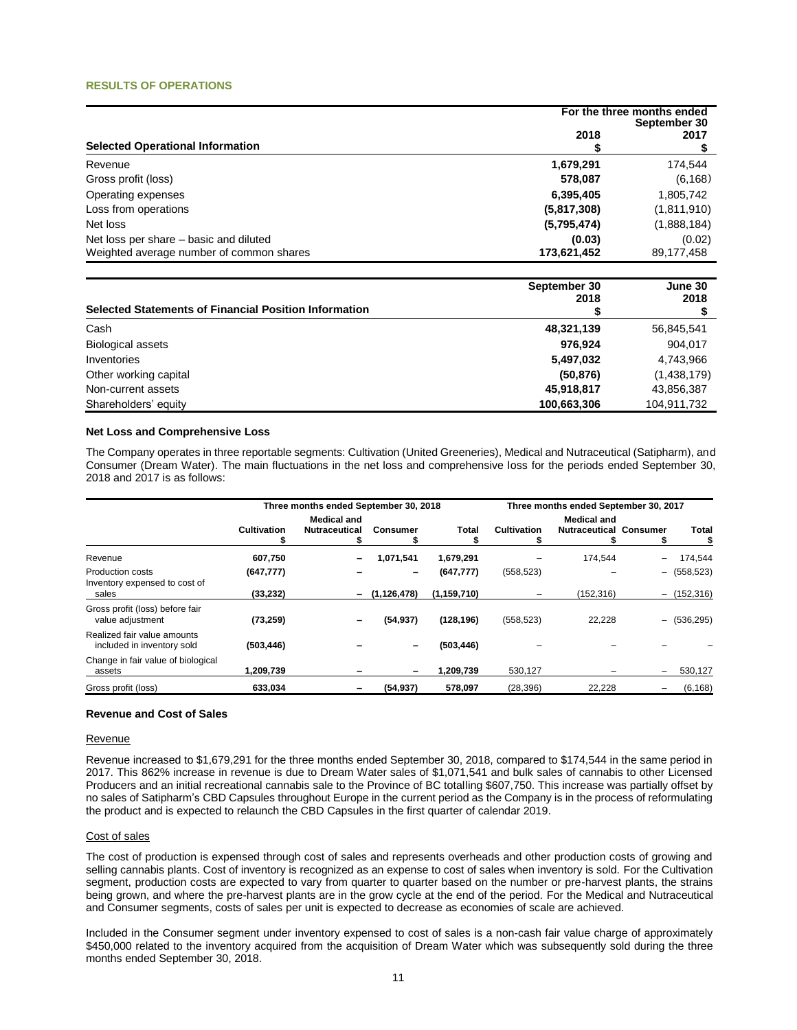## RESULTS OF OPERATIONS

| Selected Operational Information | For the three months ended September 30 2018 $ | 2017 $ |
|---|---|---|
| Revenue | **1,679,291** | 174,544 |
| Gross profit (loss) | **578,087** | (6,168) |
| Operating expenses | **6,395,405** | 1,805,742 |
| Loss from operations | **(5,817,308)** | (1,811,910) |
| Net loss | **(5,795,474)** | (1,888,184) |
| Net loss per share – basic and diluted | **(0.03)** | (0.02) |
| Weighted average number of common shares | **173,621,452** | 89,177,458 |

| Selected Statements of Financial Position Information | September 30 2018 $ | June 30 2018 $ |
|---|---|---|
| Cash | **48,321,139** | 56,845,541 |
| Biological assets | **976,924** | 904,017 |
| Inventories | **5,497,032** | 4,743,966 |
| Other working capital | **(50,876)** | (1,438,179) |
| Non-current assets | **45,918,817** | 43,856,387 |
| Shareholders' equity | **100,663,306** | 104,911,732 |

### Net Loss and Comprehensive Loss

The Company operates in three reportable segments: Cultivation (United Greeneries), Medical and Nutraceutical (Satipharm), and Consumer (Dream Water). The main fluctuations in the net loss and comprehensive loss for the periods ended September 30, 2018 and 2017 is as follows:

| | Three months ended September 30, 2018 | | | | Three months ended September 30, 2017 | | | |
|---|---|---|---|---|---|---|---|---|
| | Cultivation $ | Medical and Nutraceutical $ | Consumer $ | Total $ | Cultivation $ | Medical and Nutraceutical $ | Consumer $ | Total $ |
| Revenue | **607,750** | **–** | **1,071,541** | **1,679,291** | – | 174,544 | – | 174,544 |
| Production costs | **(647,777)** | **–** | **–** | **(647,777)** | (558,523) | – | – | (558,523) |
| Inventory expensed to cost of sales | **(33,232)** | **–** | **(1,126,478)** | **(1,159,710)** | – | (152,316) | – | (152,316) |
| Gross profit (loss) before fair value adjustment | **(73,259)** | **–** | **(54,937)** | **(128,196)** | (558,523) | 22,228 | – | (536,295) |
| Realized fair value amounts included in inventory sold | **(503,446)** | **–** | **–** | **(503,446)** | – | – | – | – |
| Change in fair value of biological assets | **1,209,739** | **–** | **–** | **1,209,739** | 530,127 | – | – | 530,127 |
| Gross profit (loss) | **633,034** | **–** | **(54,937)** | **578,097** | (28,396) | 22,228 | – | (6,168) |

### Revenue and Cost of Sales

#### Revenue

Revenue increased to $1,679,291 for the three months ended September 30, 2018, compared to $174,544 in the same period in 2017. This 862% increase in revenue is due to Dream Water sales of $1,071,541 and bulk sales of cannabis to other Licensed Producers and an initial recreational cannabis sale to the Province of BC totalling $607,750. This increase was partially offset by no sales of Satipharm's CBD Capsules throughout Europe in the current period as the Company is in the process of reformulating the product and is expected to relaunch the CBD Capsules in the first quarter of calendar 2019.

#### Cost of sales

The cost of production is expensed through cost of sales and represents overheads and other production costs of growing and selling cannabis plants. Cost of inventory is recognized as an expense to cost of sales when inventory is sold. For the Cultivation segment, production costs are expected to vary from quarter to quarter based on the number or pre-harvest plants, the strains being grown, and where the pre-harvest plants are in the grow cycle at the end of the period. For the Medical and Nutraceutical and Consumer segments, costs of sales per unit is expected to decrease as economies of scale are achieved.

Included in the Consumer segment under inventory expensed to cost of sales is a non-cash fair value charge of approximately $450,000 related to the inventory acquired from the acquisition of Dream Water which was subsequently sold during the three months ended September 30, 2018.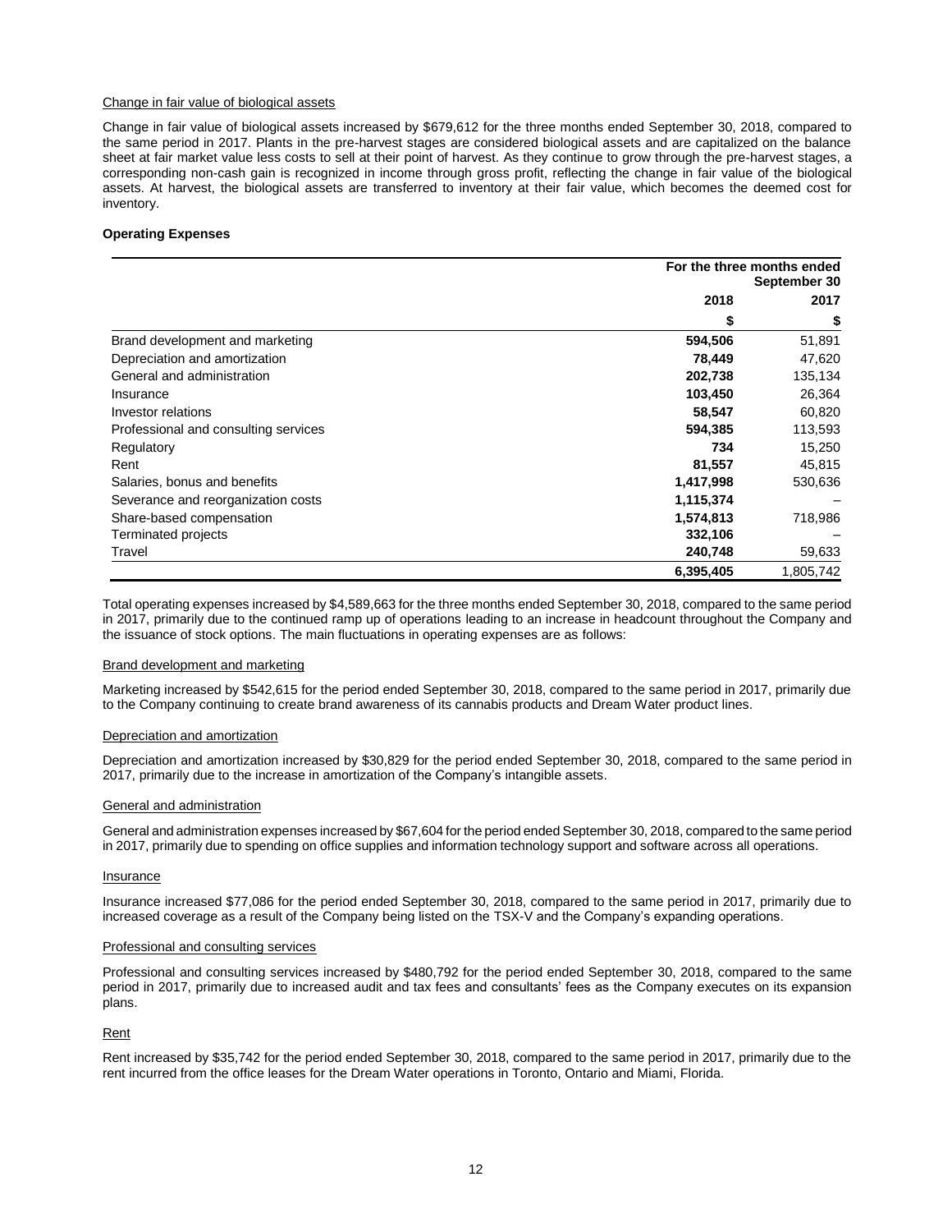Change in fair value of biological assets

Change in fair value of biological assets increased by $679,612 for the three months ended September 30, 2018, compared to the same period in 2017. Plants in the pre-harvest stages are considered biological assets and are capitalized on the balance sheet at fair market value less costs to sell at their point of harvest. As they continue to grow through the pre-harvest stages, a corresponding non-cash gain is recognized in income through gross profit, reflecting the change in fair value of the biological assets. At harvest, the biological assets are transferred to inventory at their fair value, which becomes the deemed cost for inventory.

**Operating Expenses**

| | For the three months ended September 30 | |
|---|---|---|
| | **2018** | **2017** |
| | **$** | **$** |
| Brand development and marketing | **594,506** | 51,891 |
| Depreciation and amortization | **78,449** | 47,620 |
| General and administration | **202,738** | 135,134 |
| Insurance | **103,450** | 26,364 |
| Investor relations | **58,547** | 60,820 |
| Professional and consulting services | **594,385** | 113,593 |
| Regulatory | **734** | 15,250 |
| Rent | **81,557** | 45,815 |
| Salaries, bonus and benefits | **1,417,998** | 530,636 |
| Severance and reorganization costs | **1,115,374** | – |
| Share-based compensation | **1,574,813** | 718,986 |
| Terminated projects | **332,106** | – |
| Travel | **240,748** | 59,633 |
| | **6,395,405** | 1,805,742 |

Total operating expenses increased by $4,589,663 for the three months ended September 30, 2018, compared to the same period in 2017, primarily due to the continued ramp up of operations leading to an increase in headcount throughout the Company and the issuance of stock options. The main fluctuations in operating expenses are as follows:

Brand development and marketing

Marketing increased by $542,615 for the period ended September 30, 2018, compared to the same period in 2017, primarily due to the Company continuing to create brand awareness of its cannabis products and Dream Water product lines.

Depreciation and amortization

Depreciation and amortization increased by $30,829 for the period ended September 30, 2018, compared to the same period in 2017, primarily due to the increase in amortization of the Company's intangible assets.

General and administration

General and administration expenses increased by $67,604 for the period ended September 30, 2018, compared to the same period in 2017, primarily due to spending on office supplies and information technology support and software across all operations.

Insurance

Insurance increased $77,086 for the period ended September 30, 2018, compared to the same period in 2017, primarily due to increased coverage as a result of the Company being listed on the TSX-V and the Company's expanding operations.

Professional and consulting services

Professional and consulting services increased by $480,792 for the period ended September 30, 2018, compared to the same period in 2017, primarily due to increased audit and tax fees and consultants' fees as the Company executes on its expansion plans.

Rent

Rent increased by $35,742 for the period ended September 30, 2018, compared to the same period in 2017, primarily due to the rent incurred from the office leases for the Dream Water operations in Toronto, Ontario and Miami, Florida.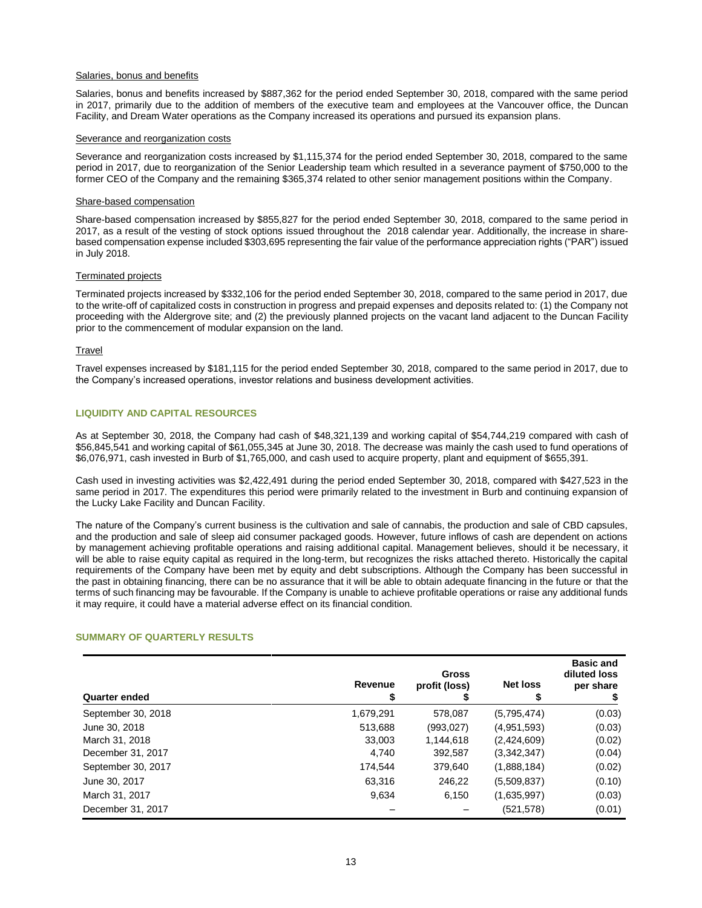Salaries, bonus and benefits

Salaries, bonus and benefits increased by $887,362 for the period ended September 30, 2018, compared with the same period in 2017, primarily due to the addition of members of the executive team and employees at the Vancouver office, the Duncan Facility, and Dream Water operations as the Company increased its operations and pursued its expansion plans.

Severance and reorganization costs

Severance and reorganization costs increased by $1,115,374 for the period ended September 30, 2018, compared to the same period in 2017, due to reorganization of the Senior Leadership team which resulted in a severance payment of $750,000 to the former CEO of the Company and the remaining $365,374 related to other senior management positions within the Company.

Share-based compensation

Share-based compensation increased by $855,827 for the period ended September 30, 2018, compared to the same period in 2017, as a result of the vesting of stock options issued throughout the 2018 calendar year. Additionally, the increase in share-based compensation expense included $303,695 representing the fair value of the performance appreciation rights ("PAR") issued in July 2018.

Terminated projects

Terminated projects increased by $332,106 for the period ended September 30, 2018, compared to the same period in 2017, due to the write-off of capitalized costs in construction in progress and prepaid expenses and deposits related to: (1) the Company not proceeding with the Aldergrove site; and (2) the previously planned projects on the vacant land adjacent to the Duncan Facility prior to the commencement of modular expansion on the land.

Travel

Travel expenses increased by $181,115 for the period ended September 30, 2018, compared to the same period in 2017, due to the Company's increased operations, investor relations and business development activities.

## LIQUIDITY AND CAPITAL RESOURCES

As at September 30, 2018, the Company had cash of $48,321,139 and working capital of $54,744,219 compared with cash of $56,845,541 and working capital of $61,055,345 at June 30, 2018. The decrease was mainly the cash used to fund operations of $6,076,971, cash invested in Burb of $1,765,000, and cash used to acquire property, plant and equipment of $655,391.

Cash used in investing activities was $2,422,491 during the period ended September 30, 2018, compared with $427,523 in the same period in 2017. The expenditures this period were primarily related to the investment in Burb and continuing expansion of the Lucky Lake Facility and Duncan Facility.

The nature of the Company's current business is the cultivation and sale of cannabis, the production and sale of CBD capsules, and the production and sale of sleep aid consumer packaged goods. However, future inflows of cash are dependent on actions by management achieving profitable operations and raising additional capital. Management believes, should it be necessary, it will be able to raise equity capital as required in the long-term, but recognizes the risks attached thereto. Historically the capital requirements of the Company have been met by equity and debt subscriptions. Although the Company has been successful in the past in obtaining financing, there can be no assurance that it will be able to obtain adequate financing in the future or that the terms of such financing may be favourable. If the Company is unable to achieve profitable operations or raise any additional funds it may require, it could have a material adverse effect on its financial condition.

## SUMMARY OF QUARTERLY RESULTS

| Quarter ended | Revenue $ | Gross profit (loss) $ | Net loss $ | Basic and diluted loss per share $ |
|---|---|---|---|---|
| September 30, 2018 | 1,679,291 | 578,087 | (5,795,474) | (0.03) |
| June 30, 2018 | 513,688 | (993,027) | (4,951,593) | (0.03) |
| March 31, 2018 | 33,003 | 1,144,618 | (2,424,609) | (0.02) |
| December 31, 2017 | 4,740 | 392,587 | (3,342,347) | (0.04) |
| September 30, 2017 | 174,544 | 379,640 | (1,888,184) | (0.02) |
| June 30, 2017 | 63,316 | 246,22 | (5,509,837) | (0.10) |
| March 31, 2017 | 9,634 | 6,150 | (1,635,997) | (0.03) |
| December 31, 2017 | – | – | (521,578) | (0.01) |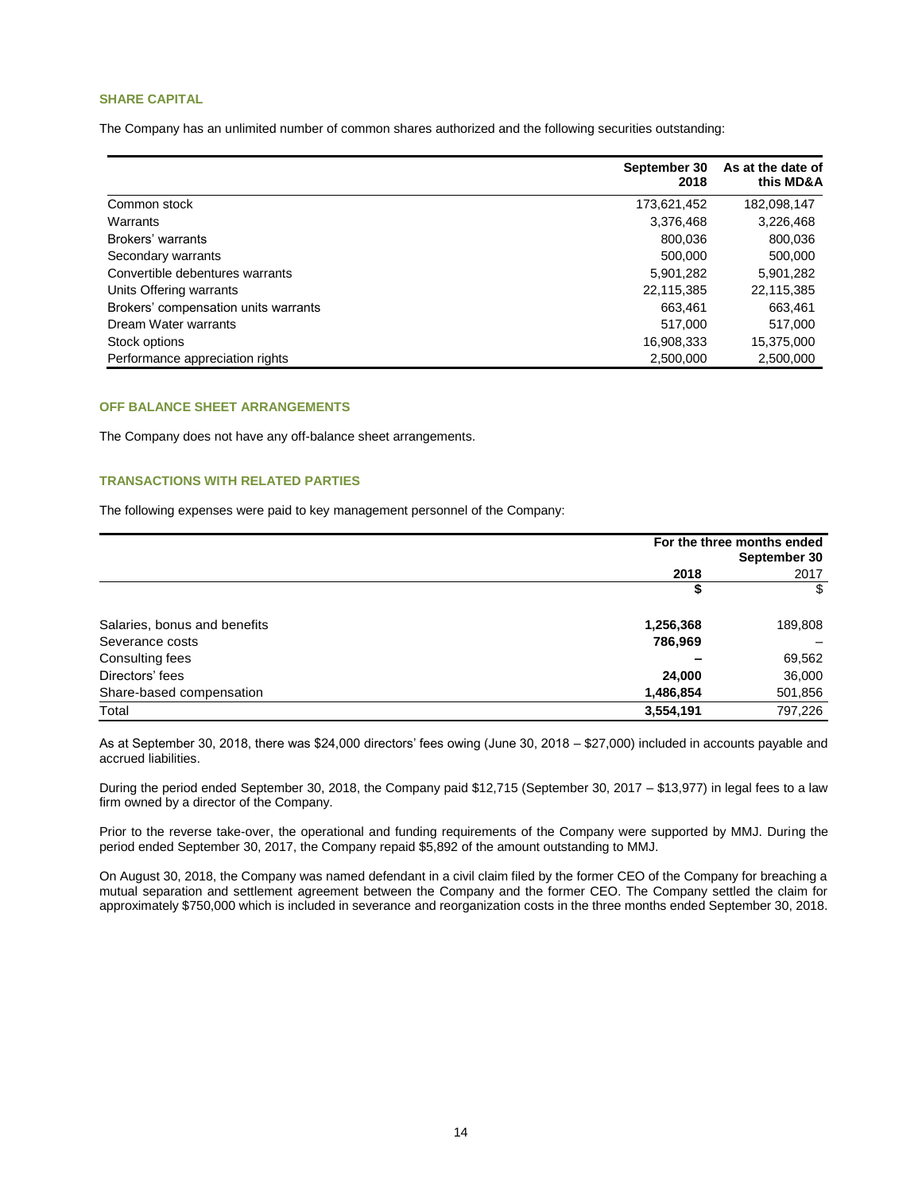## SHARE CAPITAL

The Company has an unlimited number of common shares authorized and the following securities outstanding:

| | September 30 2018 | As at the date of this MD&A |
|---|---|---|
| Common stock | 173,621,452 | 182,098,147 |
| Warrants | 3,376,468 | 3,226,468 |
| Brokers' warrants | 800,036 | 800,036 |
| Secondary warrants | 500,000 | 500,000 |
| Convertible debentures warrants | 5,901,282 | 5,901,282 |
| Units Offering warrants | 22,115,385 | 22,115,385 |
| Brokers' compensation units warrants | 663,461 | 663,461 |
| Dream Water warrants | 517,000 | 517,000 |
| Stock options | 16,908,333 | 15,375,000 |
| Performance appreciation rights | 2,500,000 | 2,500,000 |

## OFF BALANCE SHEET ARRANGEMENTS

The Company does not have any off-balance sheet arrangements.

## TRANSACTIONS WITH RELATED PARTIES

The following expenses were paid to key management personnel of the Company:

| | For the three months ended September 30 | |
|---|---|---|
| | **2018** | 2017 |
| | **$** | $ |
| Salaries, bonus and benefits | **1,256,368** | 189,808 |
| Severance costs | **786,969** | – |
| Consulting fees | **–** | 69,562 |
| Directors' fees | **24,000** | 36,000 |
| Share-based compensation | **1,486,854** | 501,856 |
| Total | **3,554,191** | 797,226 |

As at September 30, 2018, there was $24,000 directors' fees owing (June 30, 2018 – $27,000) included in accounts payable and accrued liabilities.

During the period ended September 30, 2018, the Company paid $12,715 (September 30, 2017 – $13,977) in legal fees to a law firm owned by a director of the Company.

Prior to the reverse take-over, the operational and funding requirements of the Company were supported by MMJ. During the period ended September 30, 2017, the Company repaid $5,892 of the amount outstanding to MMJ.

On August 30, 2018, the Company was named defendant in a civil claim filed by the former CEO of the Company for breaching a mutual separation and settlement agreement between the Company and the former CEO. The Company settled the claim for approximately $750,000 which is included in severance and reorganization costs in the three months ended September 30, 2018.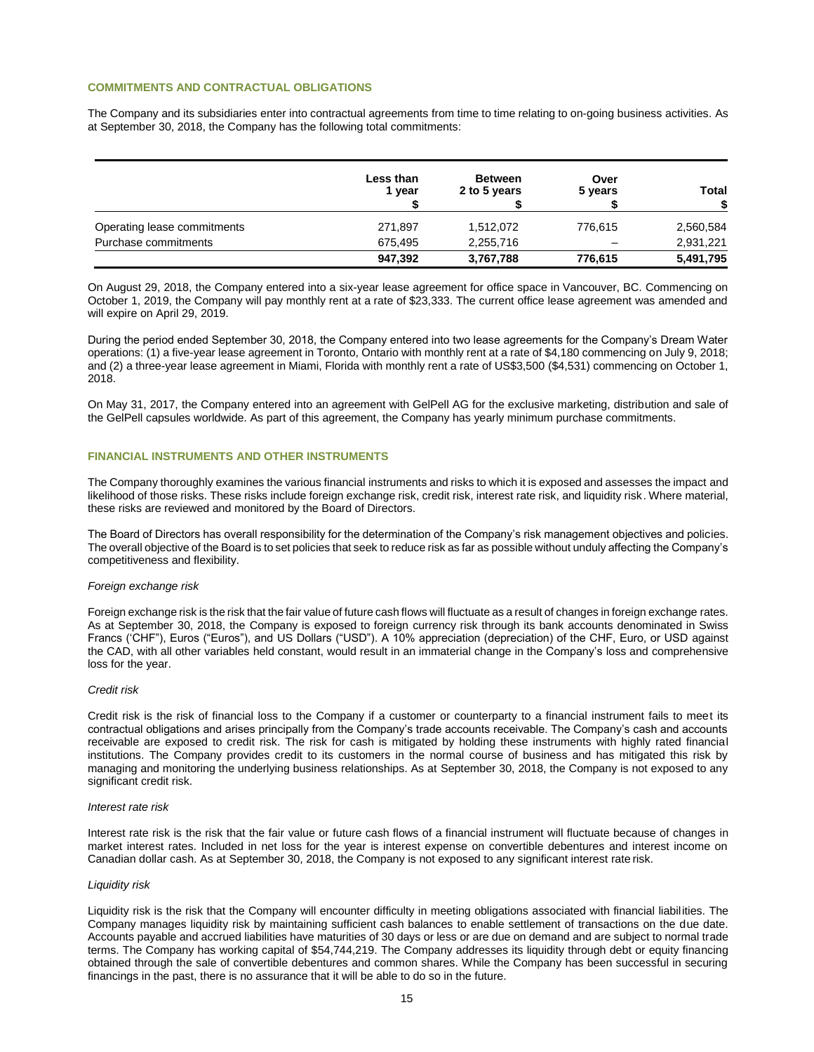## COMMITMENTS AND CONTRACTUAL OBLIGATIONS

The Company and its subsidiaries enter into contractual agreements from time to time relating to on-going business activities. As at September 30, 2018, the Company has the following total commitments:

| | Less than 1 year $ | Between 2 to 5 years $ | Over 5 years $ | Total $ |
|---|---|---|---|---|
| Operating lease commitments | 271,897 | 1,512,072 | 776,615 | 2,560,584 |
| Purchase commitments | 675,495 | 2,255,716 | – | 2,931,221 |
| | **947,392** | **3,767,788** | **776,615** | **5,491,795** |

On August 29, 2018, the Company entered into a six-year lease agreement for office space in Vancouver, BC. Commencing on October 1, 2019, the Company will pay monthly rent at a rate of $23,333. The current office lease agreement was amended and will expire on April 29, 2019.

During the period ended September 30, 2018, the Company entered into two lease agreements for the Company's Dream Water operations: (1) a five-year lease agreement in Toronto, Ontario with monthly rent at a rate of $4,180 commencing on July 9, 2018; and (2) a three-year lease agreement in Miami, Florida with monthly rent a rate of US$3,500 ($4,531) commencing on October 1, 2018.

On May 31, 2017, the Company entered into an agreement with GelPell AG for the exclusive marketing, distribution and sale of the GelPell capsules worldwide. As part of this agreement, the Company has yearly minimum purchase commitments.

## FINANCIAL INSTRUMENTS AND OTHER INSTRUMENTS

The Company thoroughly examines the various financial instruments and risks to which it is exposed and assesses the impact and likelihood of those risks. These risks include foreign exchange risk, credit risk, interest rate risk, and liquidity risk. Where material, these risks are reviewed and monitored by the Board of Directors.

The Board of Directors has overall responsibility for the determination of the Company's risk management objectives and policies. The overall objective of the Board is to set policies that seek to reduce risk as far as possible without unduly affecting the Company's competitiveness and flexibility.

*Foreign exchange risk*

Foreign exchange risk is the risk that the fair value of future cash flows will fluctuate as a result of changes in foreign exchange rates. As at September 30, 2018, the Company is exposed to foreign currency risk through its bank accounts denominated in Swiss Francs ('CHF"), Euros ("Euros"), and US Dollars ("USD"). A 10% appreciation (depreciation) of the CHF, Euro, or USD against the CAD, with all other variables held constant, would result in an immaterial change in the Company's loss and comprehensive loss for the year.

*Credit risk*

Credit risk is the risk of financial loss to the Company if a customer or counterparty to a financial instrument fails to meet its contractual obligations and arises principally from the Company's trade accounts receivable. The Company's cash and accounts receivable are exposed to credit risk. The risk for cash is mitigated by holding these instruments with highly rated financial institutions. The Company provides credit to its customers in the normal course of business and has mitigated this risk by managing and monitoring the underlying business relationships. As at September 30, 2018, the Company is not exposed to any significant credit risk.

*Interest rate risk*

Interest rate risk is the risk that the fair value or future cash flows of a financial instrument will fluctuate because of changes in market interest rates. Included in net loss for the year is interest expense on convertible debentures and interest income on Canadian dollar cash. As at September 30, 2018, the Company is not exposed to any significant interest rate risk.

*Liquidity risk*

Liquidity risk is the risk that the Company will encounter difficulty in meeting obligations associated with financial liabilities. The Company manages liquidity risk by maintaining sufficient cash balances to enable settlement of transactions on the due date. Accounts payable and accrued liabilities have maturities of 30 days or less or are due on demand and are subject to normal trade terms. The Company has working capital of $54,744,219. The Company addresses its liquidity through debt or equity financing obtained through the sale of convertible debentures and common shares. While the Company has been successful in securing financings in the past, there is no assurance that it will be able to do so in the future.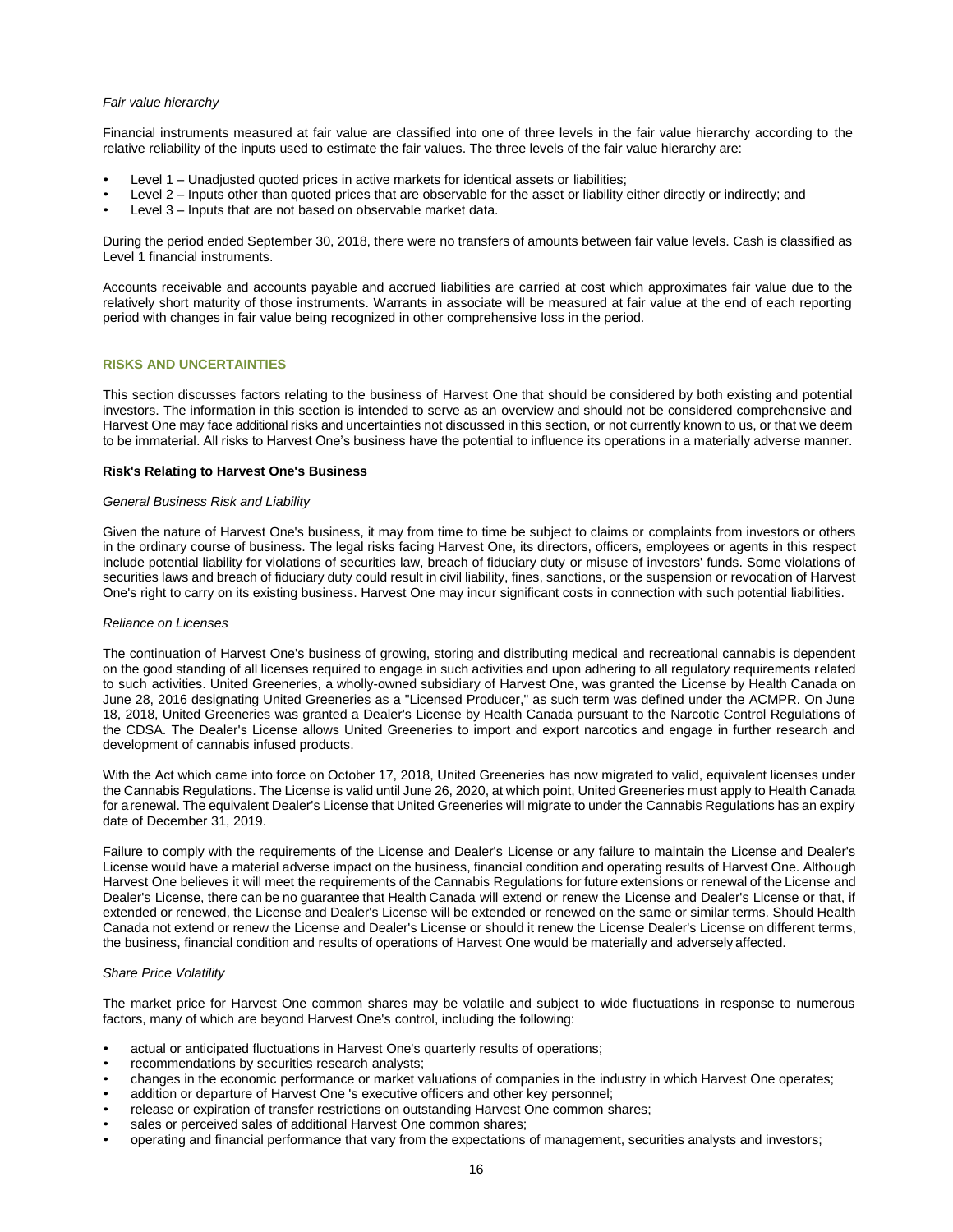*Fair value hierarchy*

Financial instruments measured at fair value are classified into one of three levels in the fair value hierarchy according to the relative reliability of the inputs used to estimate the fair values. The three levels of the fair value hierarchy are:

- Level 1 – Unadjusted quoted prices in active markets for identical assets or liabilities;
- Level 2 – Inputs other than quoted prices that are observable for the asset or liability either directly or indirectly; and
- Level 3 – Inputs that are not based on observable market data.

During the period ended September 30, 2018, there were no transfers of amounts between fair value levels. Cash is classified as Level 1 financial instruments.

Accounts receivable and accounts payable and accrued liabilities are carried at cost which approximates fair value due to the relatively short maturity of those instruments. Warrants in associate will be measured at fair value at the end of each reporting period with changes in fair value being recognized in other comprehensive loss in the period.

## RISKS AND UNCERTAINTIES

This section discusses factors relating to the business of Harvest One that should be considered by both existing and potential investors. The information in this section is intended to serve as an overview and should not be considered comprehensive and Harvest One may face additional risks and uncertainties not discussed in this section, or not currently known to us, or that we deem to be immaterial. All risks to Harvest One's business have the potential to influence its operations in a materially adverse manner.

### Risk's Relating to Harvest One's Business

*General Business Risk and Liability*

Given the nature of Harvest One's business, it may from time to time be subject to claims or complaints from investors or others in the ordinary course of business. The legal risks facing Harvest One, its directors, officers, employees or agents in this respect include potential liability for violations of securities law, breach of fiduciary duty or misuse of investors' funds. Some violations of securities laws and breach of fiduciary duty could result in civil liability, fines, sanctions, or the suspension or revocation of Harvest One's right to carry on its existing business. Harvest One may incur significant costs in connection with such potential liabilities.

*Reliance on Licenses*

The continuation of Harvest One's business of growing, storing and distributing medical and recreational cannabis is dependent on the good standing of all licenses required to engage in such activities and upon adhering to all regulatory requirements related to such activities. United Greeneries, a wholly-owned subsidiary of Harvest One, was granted the License by Health Canada on June 28, 2016 designating United Greeneries as a "Licensed Producer," as such term was defined under the ACMPR. On June 18, 2018, United Greeneries was granted a Dealer's License by Health Canada pursuant to the Narcotic Control Regulations of the CDSA. The Dealer's License allows United Greeneries to import and export narcotics and engage in further research and development of cannabis infused products.

With the Act which came into force on October 17, 2018, United Greeneries has now migrated to valid, equivalent licenses under the Cannabis Regulations. The License is valid until June 26, 2020, at which point, United Greeneries must apply to Health Canada for a renewal. The equivalent Dealer's License that United Greeneries will migrate to under the Cannabis Regulations has an expiry date of December 31, 2019.

Failure to comply with the requirements of the License and Dealer's License or any failure to maintain the License and Dealer's License would have a material adverse impact on the business, financial condition and operating results of Harvest One. Although Harvest One believes it will meet the requirements of the Cannabis Regulations for future extensions or renewal of the License and Dealer's License, there can be no guarantee that Health Canada will extend or renew the License and Dealer's License or that, if extended or renewed, the License and Dealer's License will be extended or renewed on the same or similar terms. Should Health Canada not extend or renew the License and Dealer's License or should it renew the License Dealer's License on different terms, the business, financial condition and results of operations of Harvest One would be materially and adversely affected.

*Share Price Volatility*

The market price for Harvest One common shares may be volatile and subject to wide fluctuations in response to numerous factors, many of which are beyond Harvest One's control, including the following:

- actual or anticipated fluctuations in Harvest One's quarterly results of operations;
- recommendations by securities research analysts;
- changes in the economic performance or market valuations of companies in the industry in which Harvest One operates;
- addition or departure of Harvest One 's executive officers and other key personnel;
- release or expiration of transfer restrictions on outstanding Harvest One common shares;
- sales or perceived sales of additional Harvest One common shares;
- operating and financial performance that vary from the expectations of management, securities analysts and investors;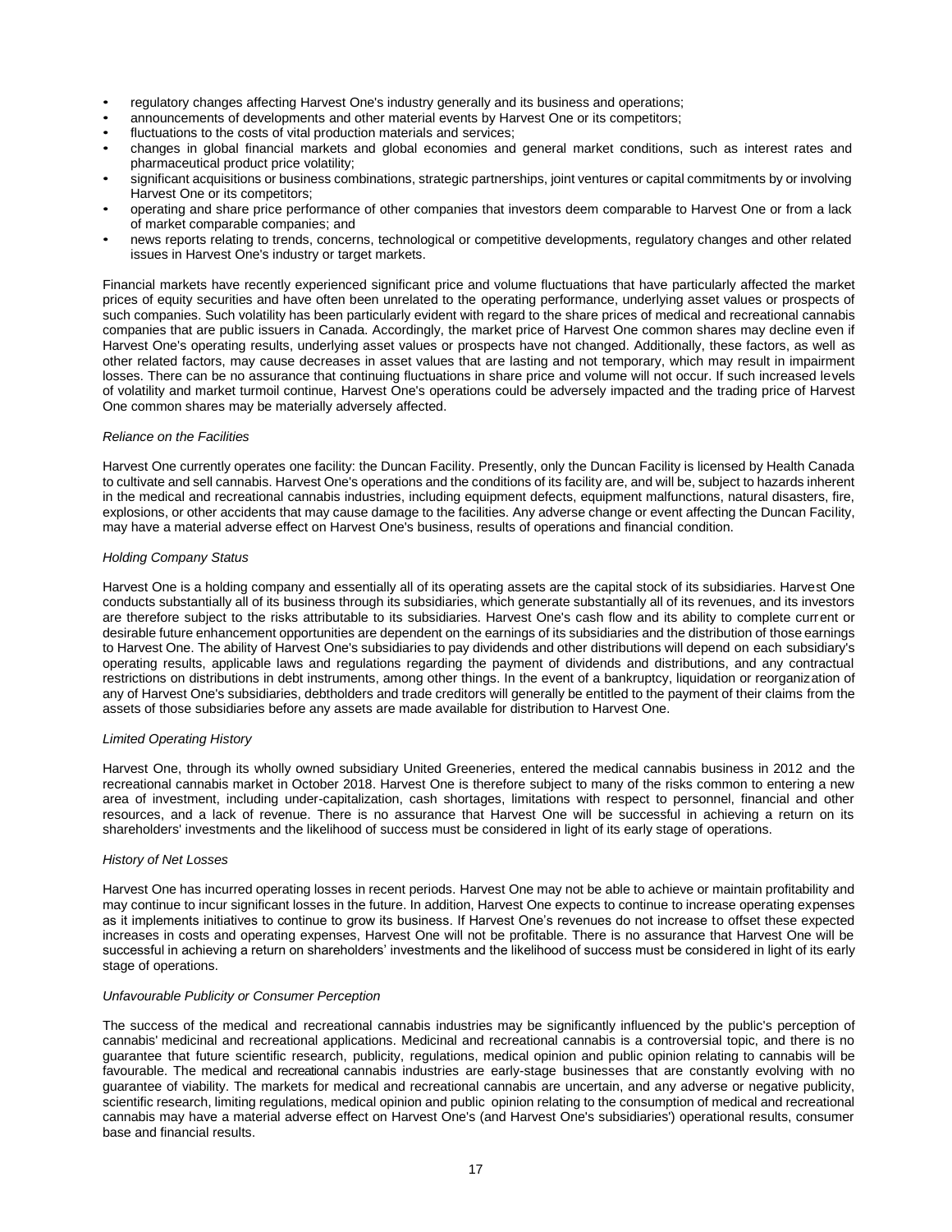- regulatory changes affecting Harvest One's industry generally and its business and operations;
- announcements of developments and other material events by Harvest One or its competitors;
- fluctuations to the costs of vital production materials and services;
- changes in global financial markets and global economies and general market conditions, such as interest rates and pharmaceutical product price volatility;
- significant acquisitions or business combinations, strategic partnerships, joint ventures or capital commitments by or involving Harvest One or its competitors;
- operating and share price performance of other companies that investors deem comparable to Harvest One or from a lack of market comparable companies; and
- news reports relating to trends, concerns, technological or competitive developments, regulatory changes and other related issues in Harvest One's industry or target markets.

Financial markets have recently experienced significant price and volume fluctuations that have particularly affected the market prices of equity securities and have often been unrelated to the operating performance, underlying asset values or prospects of such companies. Such volatility has been particularly evident with regard to the share prices of medical and recreational cannabis companies that are public issuers in Canada. Accordingly, the market price of Harvest One common shares may decline even if Harvest One's operating results, underlying asset values or prospects have not changed. Additionally, these factors, as well as other related factors, may cause decreases in asset values that are lasting and not temporary, which may result in impairment losses. There can be no assurance that continuing fluctuations in share price and volume will not occur. If such increased levels of volatility and market turmoil continue, Harvest One's operations could be adversely impacted and the trading price of Harvest One common shares may be materially adversely affected.

*Reliance on the Facilities*

Harvest One currently operates one facility: the Duncan Facility. Presently, only the Duncan Facility is licensed by Health Canada to cultivate and sell cannabis. Harvest One's operations and the conditions of its facility are, and will be, subject to hazards inherent in the medical and recreational cannabis industries, including equipment defects, equipment malfunctions, natural disasters, fire, explosions, or other accidents that may cause damage to the facilities. Any adverse change or event affecting the Duncan Facility, may have a material adverse effect on Harvest One's business, results of operations and financial condition.

*Holding Company Status*

Harvest One is a holding company and essentially all of its operating assets are the capital stock of its subsidiaries. Harvest One conducts substantially all of its business through its subsidiaries, which generate substantially all of its revenues, and its investors are therefore subject to the risks attributable to its subsidiaries. Harvest One's cash flow and its ability to complete current or desirable future enhancement opportunities are dependent on the earnings of its subsidiaries and the distribution of those earnings to Harvest One. The ability of Harvest One's subsidiaries to pay dividends and other distributions will depend on each subsidiary's operating results, applicable laws and regulations regarding the payment of dividends and distributions, and any contractual restrictions on distributions in debt instruments, among other things. In the event of a bankruptcy, liquidation or reorganization of any of Harvest One's subsidiaries, debtholders and trade creditors will generally be entitled to the payment of their claims from the assets of those subsidiaries before any assets are made available for distribution to Harvest One.

*Limited Operating History*

Harvest One, through its wholly owned subsidiary United Greeneries, entered the medical cannabis business in 2012 and the recreational cannabis market in October 2018. Harvest One is therefore subject to many of the risks common to entering a new area of investment, including under-capitalization, cash shortages, limitations with respect to personnel, financial and other resources, and a lack of revenue. There is no assurance that Harvest One will be successful in achieving a return on its shareholders' investments and the likelihood of success must be considered in light of its early stage of operations.

*History of Net Losses*

Harvest One has incurred operating losses in recent periods. Harvest One may not be able to achieve or maintain profitability and may continue to incur significant losses in the future. In addition, Harvest One expects to continue to increase operating expenses as it implements initiatives to continue to grow its business. If Harvest One's revenues do not increase to offset these expected increases in costs and operating expenses, Harvest One will not be profitable. There is no assurance that Harvest One will be successful in achieving a return on shareholders' investments and the likelihood of success must be considered in light of its early stage of operations.

*Unfavourable Publicity or Consumer Perception*

The success of the medical and recreational cannabis industries may be significantly influenced by the public's perception of cannabis' medicinal and recreational applications. Medicinal and recreational cannabis is a controversial topic, and there is no guarantee that future scientific research, publicity, regulations, medical opinion and public opinion relating to cannabis will be favourable. The medical and recreational cannabis industries are early-stage businesses that are constantly evolving with no guarantee of viability. The markets for medical and recreational cannabis are uncertain, and any adverse or negative publicity, scientific research, limiting regulations, medical opinion and public opinion relating to the consumption of medical and recreational cannabis may have a material adverse effect on Harvest One's (and Harvest One's subsidiaries') operational results, consumer base and financial results.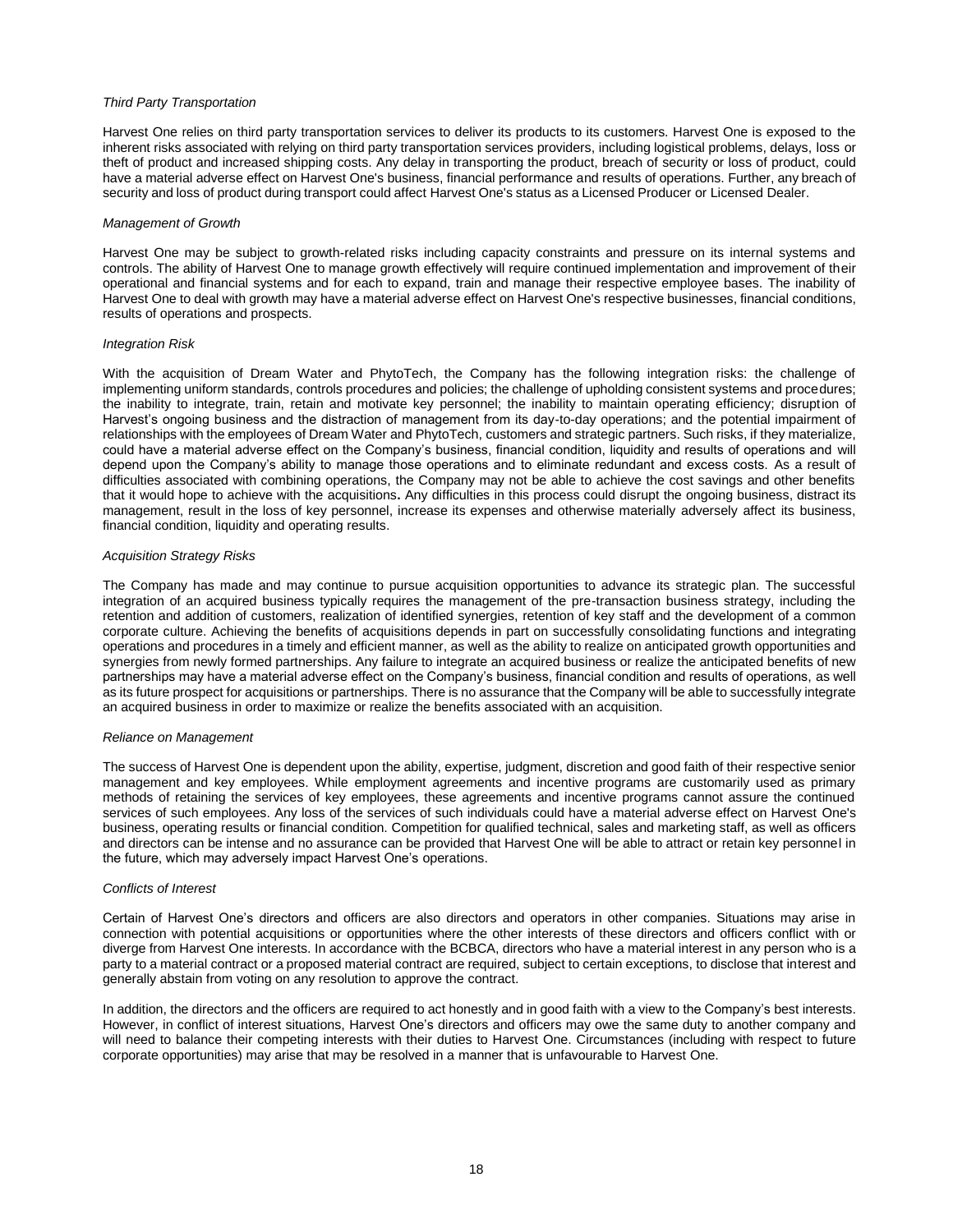*Third Party Transportation*

Harvest One relies on third party transportation services to deliver its products to its customers. Harvest One is exposed to the inherent risks associated with relying on third party transportation services providers, including logistical problems, delays, loss or theft of product and increased shipping costs. Any delay in transporting the product, breach of security or loss of product, could have a material adverse effect on Harvest One's business, financial performance and results of operations. Further, any breach of security and loss of product during transport could affect Harvest One's status as a Licensed Producer or Licensed Dealer.

*Management of Growth*

Harvest One may be subject to growth-related risks including capacity constraints and pressure on its internal systems and controls. The ability of Harvest One to manage growth effectively will require continued implementation and improvement of their operational and financial systems and for each to expand, train and manage their respective employee bases. The inability of Harvest One to deal with growth may have a material adverse effect on Harvest One's respective businesses, financial conditions, results of operations and prospects.

*Integration Risk*

With the acquisition of Dream Water and PhytoTech, the Company has the following integration risks: the challenge of implementing uniform standards, controls procedures and policies; the challenge of upholding consistent systems and procedures; the inability to integrate, train, retain and motivate key personnel; the inability to maintain operating efficiency; disruption of Harvest's ongoing business and the distraction of management from its day-to-day operations; and the potential impairment of relationships with the employees of Dream Water and PhytoTech, customers and strategic partners. Such risks, if they materialize, could have a material adverse effect on the Company's business, financial condition, liquidity and results of operations and will depend upon the Company's ability to manage those operations and to eliminate redundant and excess costs. As a result of difficulties associated with combining operations, the Company may not be able to achieve the cost savings and other benefits that it would hope to achieve with the acquisitions**.** Any difficulties in this process could disrupt the ongoing business, distract its management, result in the loss of key personnel, increase its expenses and otherwise materially adversely affect its business, financial condition, liquidity and operating results.

*Acquisition Strategy Risks*

The Company has made and may continue to pursue acquisition opportunities to advance its strategic plan. The successful integration of an acquired business typically requires the management of the pre-transaction business strategy, including the retention and addition of customers, realization of identified synergies, retention of key staff and the development of a common corporate culture. Achieving the benefits of acquisitions depends in part on successfully consolidating functions and integrating operations and procedures in a timely and efficient manner, as well as the ability to realize on anticipated growth opportunities and synergies from newly formed partnerships. Any failure to integrate an acquired business or realize the anticipated benefits of new partnerships may have a material adverse effect on the Company's business, financial condition and results of operations, as well as its future prospect for acquisitions or partnerships. There is no assurance that the Company will be able to successfully integrate an acquired business in order to maximize or realize the benefits associated with an acquisition.

*Reliance on Management*

The success of Harvest One is dependent upon the ability, expertise, judgment, discretion and good faith of their respective senior management and key employees. While employment agreements and incentive programs are customarily used as primary methods of retaining the services of key employees, these agreements and incentive programs cannot assure the continued services of such employees. Any loss of the services of such individuals could have a material adverse effect on Harvest One's business, operating results or financial condition. Competition for qualified technical, sales and marketing staff, as well as officers and directors can be intense and no assurance can be provided that Harvest One will be able to attract or retain key personnel in the future, which may adversely impact Harvest One's operations.

*Conflicts of Interest*

Certain of Harvest One's directors and officers are also directors and operators in other companies. Situations may arise in connection with potential acquisitions or opportunities where the other interests of these directors and officers conflict with or diverge from Harvest One interests. In accordance with the BCBCA, directors who have a material interest in any person who is a party to a material contract or a proposed material contract are required, subject to certain exceptions, to disclose that interest and generally abstain from voting on any resolution to approve the contract.

In addition, the directors and the officers are required to act honestly and in good faith with a view to the Company's best interests. However, in conflict of interest situations, Harvest One's directors and officers may owe the same duty to another company and will need to balance their competing interests with their duties to Harvest One. Circumstances (including with respect to future corporate opportunities) may arise that may be resolved in a manner that is unfavourable to Harvest One.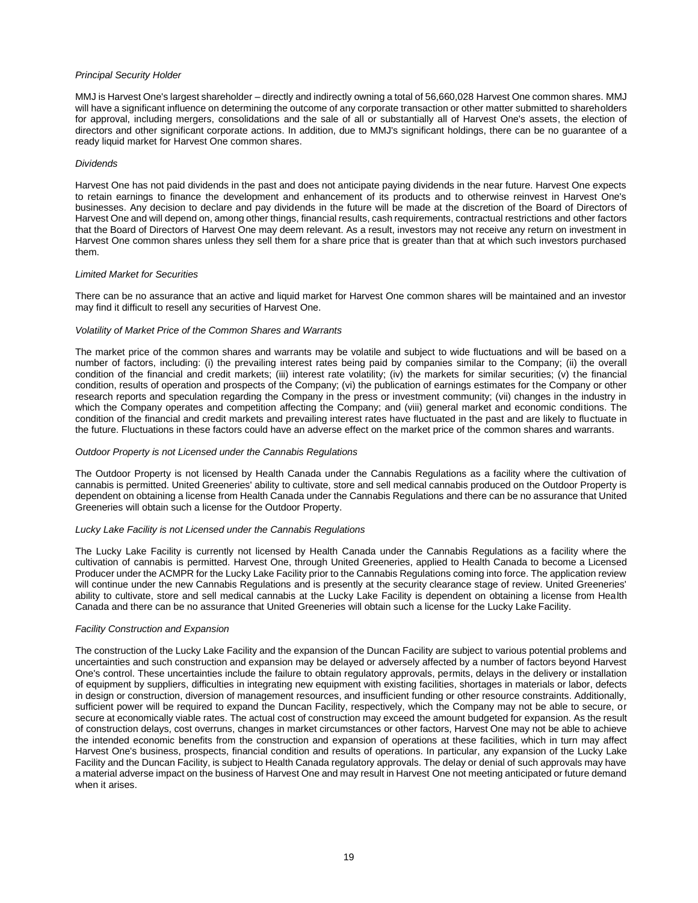*Principal Security Holder*

MMJ is Harvest One's largest shareholder – directly and indirectly owning a total of 56,660,028 Harvest One common shares. MMJ will have a significant influence on determining the outcome of any corporate transaction or other matter submitted to shareholders for approval, including mergers, consolidations and the sale of all or substantially all of Harvest One's assets, the election of directors and other significant corporate actions. In addition, due to MMJ's significant holdings, there can be no guarantee of a ready liquid market for Harvest One common shares.

*Dividends*

Harvest One has not paid dividends in the past and does not anticipate paying dividends in the near future. Harvest One expects to retain earnings to finance the development and enhancement of its products and to otherwise reinvest in Harvest One's businesses. Any decision to declare and pay dividends in the future will be made at the discretion of the Board of Directors of Harvest One and will depend on, among other things, financial results, cash requirements, contractual restrictions and other factors that the Board of Directors of Harvest One may deem relevant. As a result, investors may not receive any return on investment in Harvest One common shares unless they sell them for a share price that is greater than that at which such investors purchased them.

*Limited Market for Securities*

There can be no assurance that an active and liquid market for Harvest One common shares will be maintained and an investor may find it difficult to resell any securities of Harvest One.

*Volatility of Market Price of the Common Shares and Warrants*

The market price of the common shares and warrants may be volatile and subject to wide fluctuations and will be based on a number of factors, including: (i) the prevailing interest rates being paid by companies similar to the Company; (ii) the overall condition of the financial and credit markets; (iii) interest rate volatility; (iv) the markets for similar securities; (v) the financial condition, results of operation and prospects of the Company; (vi) the publication of earnings estimates for the Company or other research reports and speculation regarding the Company in the press or investment community; (vii) changes in the industry in which the Company operates and competition affecting the Company; and (viii) general market and economic conditions. The condition of the financial and credit markets and prevailing interest rates have fluctuated in the past and are likely to fluctuate in the future. Fluctuations in these factors could have an adverse effect on the market price of the common shares and warrants.

*Outdoor Property is not Licensed under the Cannabis Regulations*

The Outdoor Property is not licensed by Health Canada under the Cannabis Regulations as a facility where the cultivation of cannabis is permitted. United Greeneries' ability to cultivate, store and sell medical cannabis produced on the Outdoor Property is dependent on obtaining a license from Health Canada under the Cannabis Regulations and there can be no assurance that United Greeneries will obtain such a license for the Outdoor Property.

*Lucky Lake Facility is not Licensed under the Cannabis Regulations*

The Lucky Lake Facility is currently not licensed by Health Canada under the Cannabis Regulations as a facility where the cultivation of cannabis is permitted. Harvest One, through United Greeneries, applied to Health Canada to become a Licensed Producer under the ACMPR for the Lucky Lake Facility prior to the Cannabis Regulations coming into force. The application review will continue under the new Cannabis Regulations and is presently at the security clearance stage of review. United Greeneries' ability to cultivate, store and sell medical cannabis at the Lucky Lake Facility is dependent on obtaining a license from Health Canada and there can be no assurance that United Greeneries will obtain such a license for the Lucky Lake Facility.

*Facility Construction and Expansion*

The construction of the Lucky Lake Facility and the expansion of the Duncan Facility are subject to various potential problems and uncertainties and such construction and expansion may be delayed or adversely affected by a number of factors beyond Harvest One's control. These uncertainties include the failure to obtain regulatory approvals, permits, delays in the delivery or installation of equipment by suppliers, difficulties in integrating new equipment with existing facilities, shortages in materials or labor, defects in design or construction, diversion of management resources, and insufficient funding or other resource constraints. Additionally, sufficient power will be required to expand the Duncan Facility, respectively, which the Company may not be able to secure, or secure at economically viable rates. The actual cost of construction may exceed the amount budgeted for expansion. As the result of construction delays, cost overruns, changes in market circumstances or other factors, Harvest One may not be able to achieve the intended economic benefits from the construction and expansion of operations at these facilities, which in turn may affect Harvest One's business, prospects, financial condition and results of operations. In particular, any expansion of the Lucky Lake Facility and the Duncan Facility, is subject to Health Canada regulatory approvals. The delay or denial of such approvals may have a material adverse impact on the business of Harvest One and may result in Harvest One not meeting anticipated or future demand when it arises.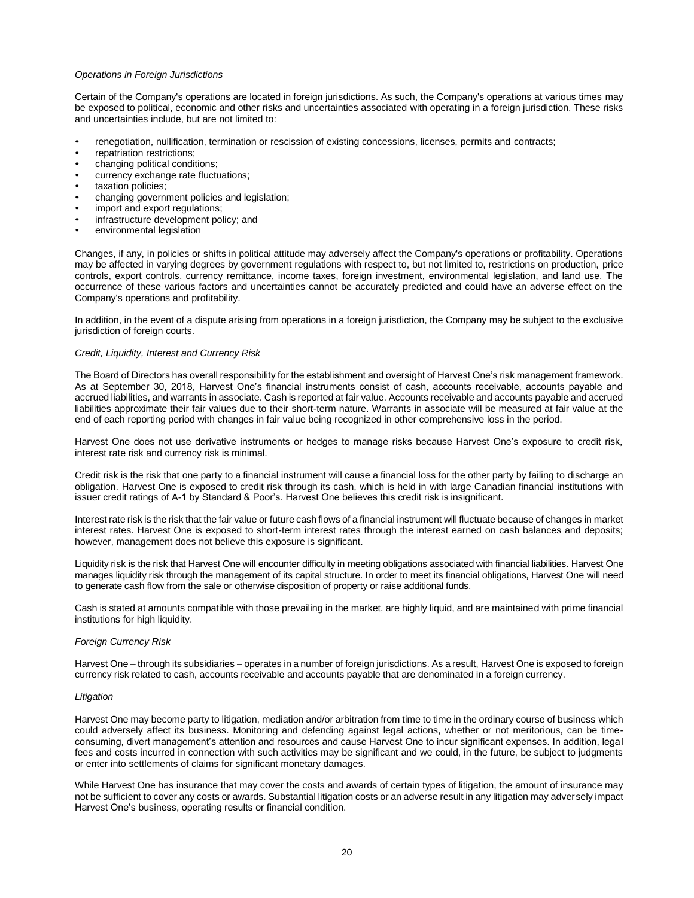*Operations in Foreign Jurisdictions*

Certain of the Company's operations are located in foreign jurisdictions. As such, the Company's operations at various times may be exposed to political, economic and other risks and uncertainties associated with operating in a foreign jurisdiction. These risks and uncertainties include, but are not limited to:

- renegotiation, nullification, termination or rescission of existing concessions, licenses, permits and contracts;
- repatriation restrictions;
- changing political conditions;
- currency exchange rate fluctuations;
- taxation policies;
- changing government policies and legislation;
- import and export regulations;
- infrastructure development policy; and
- environmental legislation

Changes, if any, in policies or shifts in political attitude may adversely affect the Company's operations or profitability. Operations may be affected in varying degrees by government regulations with respect to, but not limited to, restrictions on production, price controls, export controls, currency remittance, income taxes, foreign investment, environmental legislation, and land use. The occurrence of these various factors and uncertainties cannot be accurately predicted and could have an adverse effect on the Company's operations and profitability.

In addition, in the event of a dispute arising from operations in a foreign jurisdiction, the Company may be subject to the exclusive jurisdiction of foreign courts.

*Credit, Liquidity, Interest and Currency Risk*

The Board of Directors has overall responsibility for the establishment and oversight of Harvest One's risk management framework. As at September 30, 2018, Harvest One's financial instruments consist of cash, accounts receivable, accounts payable and accrued liabilities, and warrants in associate. Cash is reported at fair value. Accounts receivable and accounts payable and accrued liabilities approximate their fair values due to their short-term nature. Warrants in associate will be measured at fair value at the end of each reporting period with changes in fair value being recognized in other comprehensive loss in the period.

Harvest One does not use derivative instruments or hedges to manage risks because Harvest One's exposure to credit risk, interest rate risk and currency risk is minimal.

Credit risk is the risk that one party to a financial instrument will cause a financial loss for the other party by failing to discharge an obligation. Harvest One is exposed to credit risk through its cash, which is held in with large Canadian financial institutions with issuer credit ratings of A-1 by Standard & Poor's. Harvest One believes this credit risk is insignificant.

Interest rate risk is the risk that the fair value or future cash flows of a financial instrument will fluctuate because of changes in market interest rates. Harvest One is exposed to short-term interest rates through the interest earned on cash balances and deposits; however, management does not believe this exposure is significant.

Liquidity risk is the risk that Harvest One will encounter difficulty in meeting obligations associated with financial liabilities. Harvest One manages liquidity risk through the management of its capital structure. In order to meet its financial obligations, Harvest One will need to generate cash flow from the sale or otherwise disposition of property or raise additional funds.

Cash is stated at amounts compatible with those prevailing in the market, are highly liquid, and are maintained with prime financial institutions for high liquidity.

*Foreign Currency Risk*

Harvest One – through its subsidiaries – operates in a number of foreign jurisdictions. As a result, Harvest One is exposed to foreign currency risk related to cash, accounts receivable and accounts payable that are denominated in a foreign currency.

*Litigation*

Harvest One may become party to litigation, mediation and/or arbitration from time to time in the ordinary course of business which could adversely affect its business. Monitoring and defending against legal actions, whether or not meritorious, can be time-consuming, divert management's attention and resources and cause Harvest One to incur significant expenses. In addition, legal fees and costs incurred in connection with such activities may be significant and we could, in the future, be subject to judgments or enter into settlements of claims for significant monetary damages.

While Harvest One has insurance that may cover the costs and awards of certain types of litigation, the amount of insurance may not be sufficient to cover any costs or awards. Substantial litigation costs or an adverse result in any litigation may adversely impact Harvest One's business, operating results or financial condition.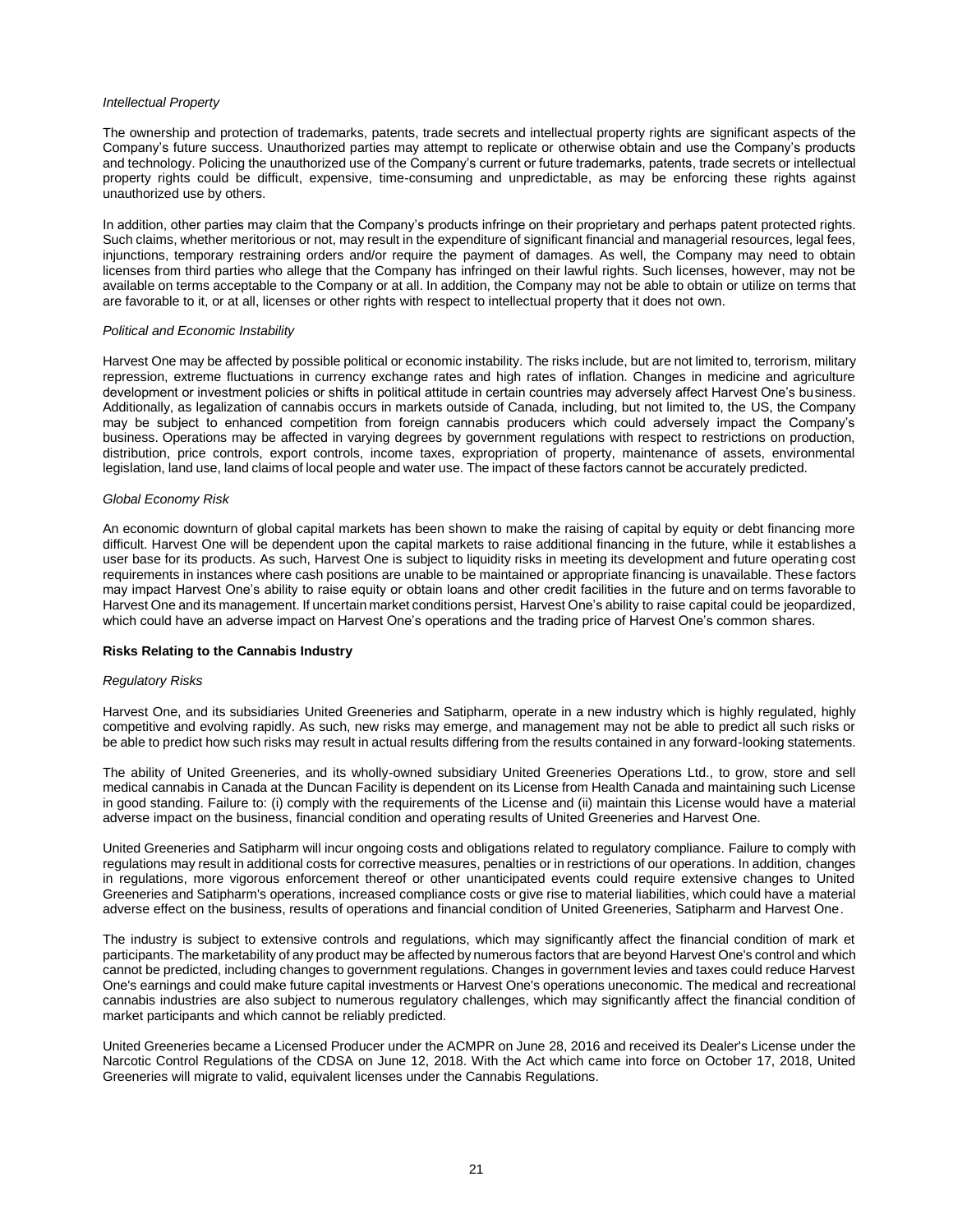*Intellectual Property*

The ownership and protection of trademarks, patents, trade secrets and intellectual property rights are significant aspects of the Company's future success. Unauthorized parties may attempt to replicate or otherwise obtain and use the Company's products and technology. Policing the unauthorized use of the Company's current or future trademarks, patents, trade secrets or intellectual property rights could be difficult, expensive, time-consuming and unpredictable, as may be enforcing these rights against unauthorized use by others.

In addition, other parties may claim that the Company's products infringe on their proprietary and perhaps patent protected rights. Such claims, whether meritorious or not, may result in the expenditure of significant financial and managerial resources, legal fees, injunctions, temporary restraining orders and/or require the payment of damages. As well, the Company may need to obtain licenses from third parties who allege that the Company has infringed on their lawful rights. Such licenses, however, may not be available on terms acceptable to the Company or at all. In addition, the Company may not be able to obtain or utilize on terms that are favorable to it, or at all, licenses or other rights with respect to intellectual property that it does not own.

*Political and Economic Instability*

Harvest One may be affected by possible political or economic instability. The risks include, but are not limited to, terrorism, military repression, extreme fluctuations in currency exchange rates and high rates of inflation. Changes in medicine and agriculture development or investment policies or shifts in political attitude in certain countries may adversely affect Harvest One's business. Additionally, as legalization of cannabis occurs in markets outside of Canada, including, but not limited to, the US, the Company may be subject to enhanced competition from foreign cannabis producers which could adversely impact the Company's business. Operations may be affected in varying degrees by government regulations with respect to restrictions on production, distribution, price controls, export controls, income taxes, expropriation of property, maintenance of assets, environmental legislation, land use, land claims of local people and water use. The impact of these factors cannot be accurately predicted.

*Global Economy Risk*

An economic downturn of global capital markets has been shown to make the raising of capital by equity or debt financing more difficult. Harvest One will be dependent upon the capital markets to raise additional financing in the future, while it establishes a user base for its products. As such, Harvest One is subject to liquidity risks in meeting its development and future operating cost requirements in instances where cash positions are unable to be maintained or appropriate financing is unavailable. These factors may impact Harvest One's ability to raise equity or obtain loans and other credit facilities in the future and on terms favorable to Harvest One and its management. If uncertain market conditions persist, Harvest One's ability to raise capital could be jeopardized, which could have an adverse impact on Harvest One's operations and the trading price of Harvest One's common shares.

**Risks Relating to the Cannabis Industry**

*Regulatory Risks*

Harvest One, and its subsidiaries United Greeneries and Satipharm, operate in a new industry which is highly regulated, highly competitive and evolving rapidly. As such, new risks may emerge, and management may not be able to predict all such risks or be able to predict how such risks may result in actual results differing from the results contained in any forward-looking statements.

The ability of United Greeneries, and its wholly-owned subsidiary United Greeneries Operations Ltd., to grow, store and sell medical cannabis in Canada at the Duncan Facility is dependent on its License from Health Canada and maintaining such License in good standing. Failure to: (i) comply with the requirements of the License and (ii) maintain this License would have a material adverse impact on the business, financial condition and operating results of United Greeneries and Harvest One.

United Greeneries and Satipharm will incur ongoing costs and obligations related to regulatory compliance. Failure to comply with regulations may result in additional costs for corrective measures, penalties or in restrictions of our operations. In addition, changes in regulations, more vigorous enforcement thereof or other unanticipated events could require extensive changes to United Greeneries and Satipharm's operations, increased compliance costs or give rise to material liabilities, which could have a material adverse effect on the business, results of operations and financial condition of United Greeneries, Satipharm and Harvest One.

The industry is subject to extensive controls and regulations, which may significantly affect the financial condition of mark et participants. The marketability of any product may be affected by numerous factors that are beyond Harvest One's control and which cannot be predicted, including changes to government regulations. Changes in government levies and taxes could reduce Harvest One's earnings and could make future capital investments or Harvest One's operations uneconomic. The medical and recreational cannabis industries are also subject to numerous regulatory challenges, which may significantly affect the financial condition of market participants and which cannot be reliably predicted.

United Greeneries became a Licensed Producer under the ACMPR on June 28, 2016 and received its Dealer's License under the Narcotic Control Regulations of the CDSA on June 12, 2018. With the Act which came into force on October 17, 2018, United Greeneries will migrate to valid, equivalent licenses under the Cannabis Regulations.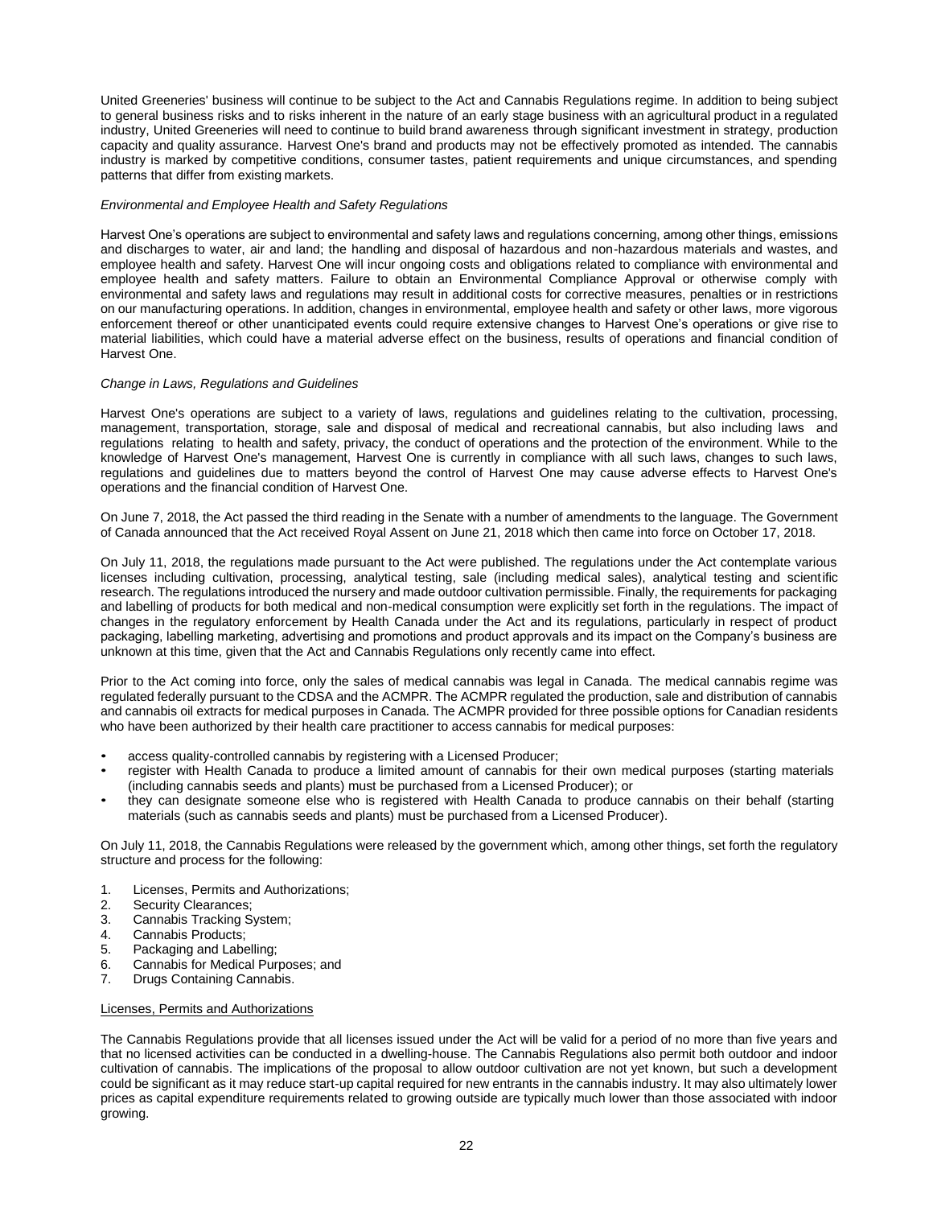United Greeneries' business will continue to be subject to the Act and Cannabis Regulations regime. In addition to being subject to general business risks and to risks inherent in the nature of an early stage business with an agricultural product in a regulated industry, United Greeneries will need to continue to build brand awareness through significant investment in strategy, production capacity and quality assurance. Harvest One's brand and products may not be effectively promoted as intended. The cannabis industry is marked by competitive conditions, consumer tastes, patient requirements and unique circumstances, and spending patterns that differ from existing markets.

*Environmental and Employee Health and Safety Regulations*

Harvest One's operations are subject to environmental and safety laws and regulations concerning, among other things, emissions and discharges to water, air and land; the handling and disposal of hazardous and non-hazardous materials and wastes, and employee health and safety. Harvest One will incur ongoing costs and obligations related to compliance with environmental and employee health and safety matters. Failure to obtain an Environmental Compliance Approval or otherwise comply with environmental and safety laws and regulations may result in additional costs for corrective measures, penalties or in restrictions on our manufacturing operations. In addition, changes in environmental, employee health and safety or other laws, more vigorous enforcement thereof or other unanticipated events could require extensive changes to Harvest One's operations or give rise to material liabilities, which could have a material adverse effect on the business, results of operations and financial condition of Harvest One.

*Change in Laws, Regulations and Guidelines*

Harvest One's operations are subject to a variety of laws, regulations and guidelines relating to the cultivation, processing, management, transportation, storage, sale and disposal of medical and recreational cannabis, but also including laws and regulations relating to health and safety, privacy, the conduct of operations and the protection of the environment. While to the knowledge of Harvest One's management, Harvest One is currently in compliance with all such laws, changes to such laws, regulations and guidelines due to matters beyond the control of Harvest One may cause adverse effects to Harvest One's operations and the financial condition of Harvest One.

On June 7, 2018, the Act passed the third reading in the Senate with a number of amendments to the language. The Government of Canada announced that the Act received Royal Assent on June 21, 2018 which then came into force on October 17, 2018.

On July 11, 2018, the regulations made pursuant to the Act were published. The regulations under the Act contemplate various licenses including cultivation, processing, analytical testing, sale (including medical sales), analytical testing and scientific research. The regulations introduced the nursery and made outdoor cultivation permissible. Finally, the requirements for packaging and labelling of products for both medical and non-medical consumption were explicitly set forth in the regulations. The impact of changes in the regulatory enforcement by Health Canada under the Act and its regulations, particularly in respect of product packaging, labelling marketing, advertising and promotions and product approvals and its impact on the Company's business are unknown at this time, given that the Act and Cannabis Regulations only recently came into effect.

Prior to the Act coming into force, only the sales of medical cannabis was legal in Canada. The medical cannabis regime was regulated federally pursuant to the CDSA and the ACMPR. The ACMPR regulated the production, sale and distribution of cannabis and cannabis oil extracts for medical purposes in Canada. The ACMPR provided for three possible options for Canadian residents who have been authorized by their health care practitioner to access cannabis for medical purposes:

- access quality-controlled cannabis by registering with a Licensed Producer;
- register with Health Canada to produce a limited amount of cannabis for their own medical purposes (starting materials (including cannabis seeds and plants) must be purchased from a Licensed Producer); or
- they can designate someone else who is registered with Health Canada to produce cannabis on their behalf (starting materials (such as cannabis seeds and plants) must be purchased from a Licensed Producer).

On July 11, 2018, the Cannabis Regulations were released by the government which, among other things, set forth the regulatory structure and process for the following:

1. Licenses, Permits and Authorizations;
2. Security Clearances;
3. Cannabis Tracking System;
4. Cannabis Products;
5. Packaging and Labelling;
6. Cannabis for Medical Purposes; and
7. Drugs Containing Cannabis.

<u>Licenses, Permits and Authorizations</u>

The Cannabis Regulations provide that all licenses issued under the Act will be valid for a period of no more than five years and that no licensed activities can be conducted in a dwelling-house. The Cannabis Regulations also permit both outdoor and indoor cultivation of cannabis. The implications of the proposal to allow outdoor cultivation are not yet known, but such a development could be significant as it may reduce start-up capital required for new entrants in the cannabis industry. It may also ultimately lower prices as capital expenditure requirements related to growing outside are typically much lower than those associated with indoor growing.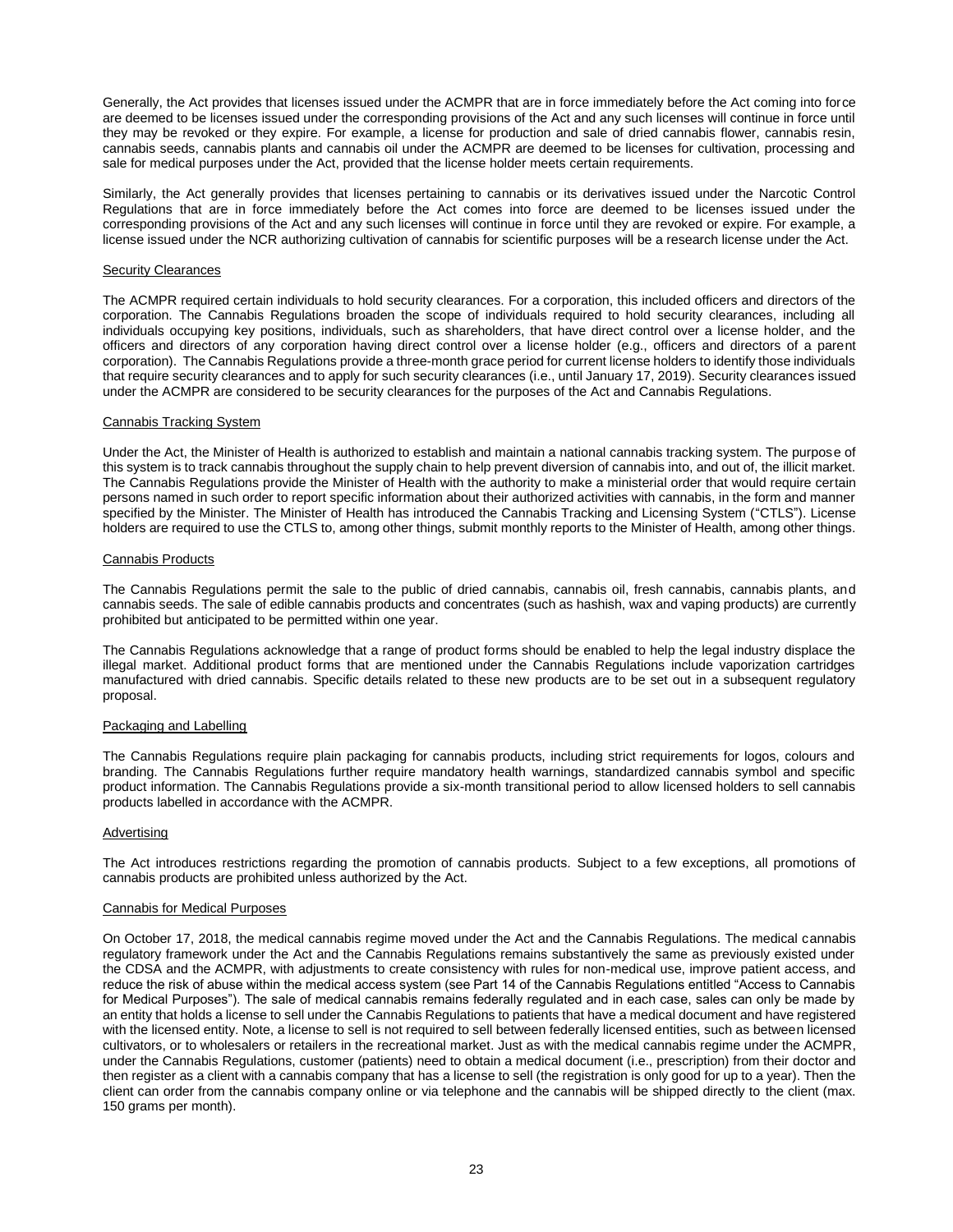Generally, the Act provides that licenses issued under the ACMPR that are in force immediately before the Act coming into force are deemed to be licenses issued under the corresponding provisions of the Act and any such licenses will continue in force until they may be revoked or they expire. For example, a license for production and sale of dried cannabis flower, cannabis resin, cannabis seeds, cannabis plants and cannabis oil under the ACMPR are deemed to be licenses for cultivation, processing and sale for medical purposes under the Act, provided that the license holder meets certain requirements.

Similarly, the Act generally provides that licenses pertaining to cannabis or its derivatives issued under the Narcotic Control Regulations that are in force immediately before the Act comes into force are deemed to be licenses issued under the corresponding provisions of the Act and any such licenses will continue in force until they are revoked or expire. For example, a license issued under the NCR authorizing cultivation of cannabis for scientific purposes will be a research license under the Act.

#### Security Clearances

The ACMPR required certain individuals to hold security clearances. For a corporation, this included officers and directors of the corporation. The Cannabis Regulations broaden the scope of individuals required to hold security clearances, including all individuals occupying key positions, individuals, such as shareholders, that have direct control over a license holder, and the officers and directors of any corporation having direct control over a license holder (e.g., officers and directors of a parent corporation). The Cannabis Regulations provide a three-month grace period for current license holders to identify those individuals that require security clearances and to apply for such security clearances (i.e., until January 17, 2019). Security clearances issued under the ACMPR are considered to be security clearances for the purposes of the Act and Cannabis Regulations.

#### Cannabis Tracking System

Under the Act, the Minister of Health is authorized to establish and maintain a national cannabis tracking system. The purpose of this system is to track cannabis throughout the supply chain to help prevent diversion of cannabis into, and out of, the illicit market. The Cannabis Regulations provide the Minister of Health with the authority to make a ministerial order that would require certain persons named in such order to report specific information about their authorized activities with cannabis, in the form and manner specified by the Minister. The Minister of Health has introduced the Cannabis Tracking and Licensing System ("CTLS"). License holders are required to use the CTLS to, among other things, submit monthly reports to the Minister of Health, among other things.

#### Cannabis Products

The Cannabis Regulations permit the sale to the public of dried cannabis, cannabis oil, fresh cannabis, cannabis plants, and cannabis seeds. The sale of edible cannabis products and concentrates (such as hashish, wax and vaping products) are currently prohibited but anticipated to be permitted within one year.

The Cannabis Regulations acknowledge that a range of product forms should be enabled to help the legal industry displace the illegal market. Additional product forms that are mentioned under the Cannabis Regulations include vaporization cartridges manufactured with dried cannabis. Specific details related to these new products are to be set out in a subsequent regulatory proposal.

#### Packaging and Labelling

The Cannabis Regulations require plain packaging for cannabis products, including strict requirements for logos, colours and branding. The Cannabis Regulations further require mandatory health warnings, standardized cannabis symbol and specific product information. The Cannabis Regulations provide a six-month transitional period to allow licensed holders to sell cannabis products labelled in accordance with the ACMPR.

#### Advertising

The Act introduces restrictions regarding the promotion of cannabis products. Subject to a few exceptions, all promotions of cannabis products are prohibited unless authorized by the Act.

#### Cannabis for Medical Purposes

On October 17, 2018, the medical cannabis regime moved under the Act and the Cannabis Regulations. The medical cannabis regulatory framework under the Act and the Cannabis Regulations remains substantively the same as previously existed under the CDSA and the ACMPR, with adjustments to create consistency with rules for non-medical use, improve patient access, and reduce the risk of abuse within the medical access system (see Part 14 of the Cannabis Regulations entitled "Access to Cannabis for Medical Purposes"). The sale of medical cannabis remains federally regulated and in each case, sales can only be made by an entity that holds a license to sell under the Cannabis Regulations to patients that have a medical document and have registered with the licensed entity. Note, a license to sell is not required to sell between federally licensed entities, such as between licensed cultivators, or to wholesalers or retailers in the recreational market. Just as with the medical cannabis regime under the ACMPR, under the Cannabis Regulations, customer (patients) need to obtain a medical document (i.e., prescription) from their doctor and then register as a client with a cannabis company that has a license to sell (the registration is only good for up to a year). Then the client can order from the cannabis company online or via telephone and the cannabis will be shipped directly to the client (max. 150 grams per month).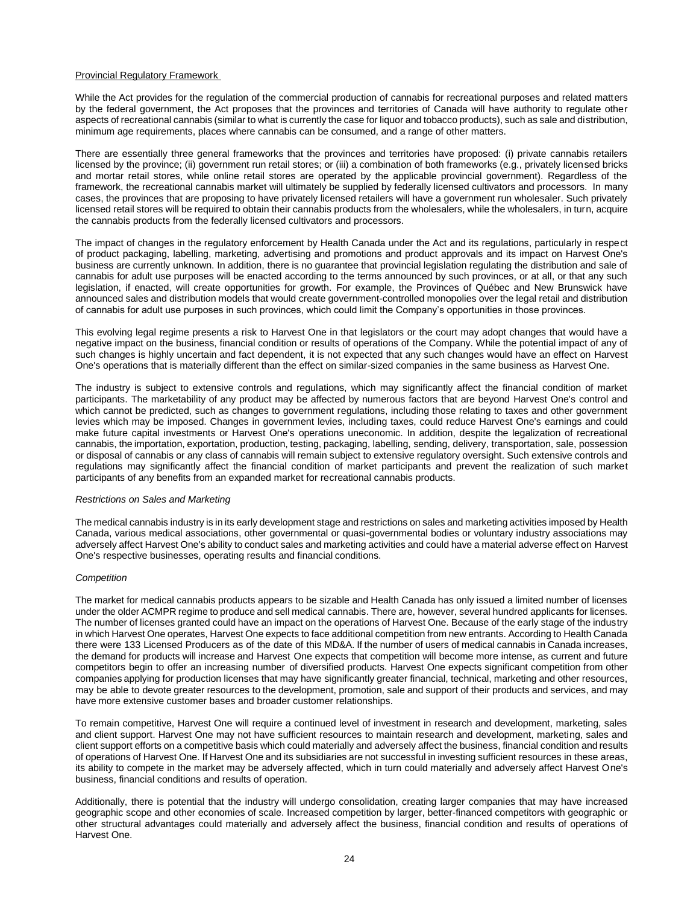Provincial Regulatory Framework

While the Act provides for the regulation of the commercial production of cannabis for recreational purposes and related matters by the federal government, the Act proposes that the provinces and territories of Canada will have authority to regulate other aspects of recreational cannabis (similar to what is currently the case for liquor and tobacco products), such as sale and distribution, minimum age requirements, places where cannabis can be consumed, and a range of other matters.

There are essentially three general frameworks that the provinces and territories have proposed: (i) private cannabis retailers licensed by the province; (ii) government run retail stores; or (iii) a combination of both frameworks (e.g., privately licensed bricks and mortar retail stores, while online retail stores are operated by the applicable provincial government). Regardless of the framework, the recreational cannabis market will ultimately be supplied by federally licensed cultivators and processors. In many cases, the provinces that are proposing to have privately licensed retailers will have a government run wholesaler. Such privately licensed retail stores will be required to obtain their cannabis products from the wholesalers, while the wholesalers, in turn, acquire the cannabis products from the federally licensed cultivators and processors.

The impact of changes in the regulatory enforcement by Health Canada under the Act and its regulations, particularly in respect of product packaging, labelling, marketing, advertising and promotions and product approvals and its impact on Harvest One's business are currently unknown. In addition, there is no guarantee that provincial legislation regulating the distribution and sale of cannabis for adult use purposes will be enacted according to the terms announced by such provinces, or at all, or that any such legislation, if enacted, will create opportunities for growth. For example, the Provinces of Québec and New Brunswick have announced sales and distribution models that would create government-controlled monopolies over the legal retail and distribution of cannabis for adult use purposes in such provinces, which could limit the Company's opportunities in those provinces.

This evolving legal regime presents a risk to Harvest One in that legislators or the court may adopt changes that would have a negative impact on the business, financial condition or results of operations of the Company. While the potential impact of any of such changes is highly uncertain and fact dependent, it is not expected that any such changes would have an effect on Harvest One's operations that is materially different than the effect on similar-sized companies in the same business as Harvest One.

The industry is subject to extensive controls and regulations, which may significantly affect the financial condition of market participants. The marketability of any product may be affected by numerous factors that are beyond Harvest One's control and which cannot be predicted, such as changes to government regulations, including those relating to taxes and other government levies which may be imposed. Changes in government levies, including taxes, could reduce Harvest One's earnings and could make future capital investments or Harvest One's operations uneconomic. In addition, despite the legalization of recreational cannabis, the importation, exportation, production, testing, packaging, labelling, sending, delivery, transportation, sale, possession or disposal of cannabis or any class of cannabis will remain subject to extensive regulatory oversight. Such extensive controls and regulations may significantly affect the financial condition of market participants and prevent the realization of such market participants of any benefits from an expanded market for recreational cannabis products.

*Restrictions on Sales and Marketing*

The medical cannabis industry is in its early development stage and restrictions on sales and marketing activities imposed by Health Canada, various medical associations, other governmental or quasi-governmental bodies or voluntary industry associations may adversely affect Harvest One's ability to conduct sales and marketing activities and could have a material adverse effect on Harvest One's respective businesses, operating results and financial conditions.

*Competition*

The market for medical cannabis products appears to be sizable and Health Canada has only issued a limited number of licenses under the older ACMPR regime to produce and sell medical cannabis. There are, however, several hundred applicants for licenses. The number of licenses granted could have an impact on the operations of Harvest One. Because of the early stage of the industry in which Harvest One operates, Harvest One expects to face additional competition from new entrants. According to Health Canada there were 133 Licensed Producers as of the date of this MD&A. If the number of users of medical cannabis in Canada increases, the demand for products will increase and Harvest One expects that competition will become more intense, as current and future competitors begin to offer an increasing number of diversified products. Harvest One expects significant competition from other companies applying for production licenses that may have significantly greater financial, technical, marketing and other resources, may be able to devote greater resources to the development, promotion, sale and support of their products and services, and may have more extensive customer bases and broader customer relationships.

To remain competitive, Harvest One will require a continued level of investment in research and development, marketing, sales and client support. Harvest One may not have sufficient resources to maintain research and development, marketing, sales and client support efforts on a competitive basis which could materially and adversely affect the business, financial condition and results of operations of Harvest One. If Harvest One and its subsidiaries are not successful in investing sufficient resources in these areas, its ability to compete in the market may be adversely affected, which in turn could materially and adversely affect Harvest One's business, financial conditions and results of operation.

Additionally, there is potential that the industry will undergo consolidation, creating larger companies that may have increased geographic scope and other economies of scale. Increased competition by larger, better-financed competitors with geographic or other structural advantages could materially and adversely affect the business, financial condition and results of operations of Harvest One.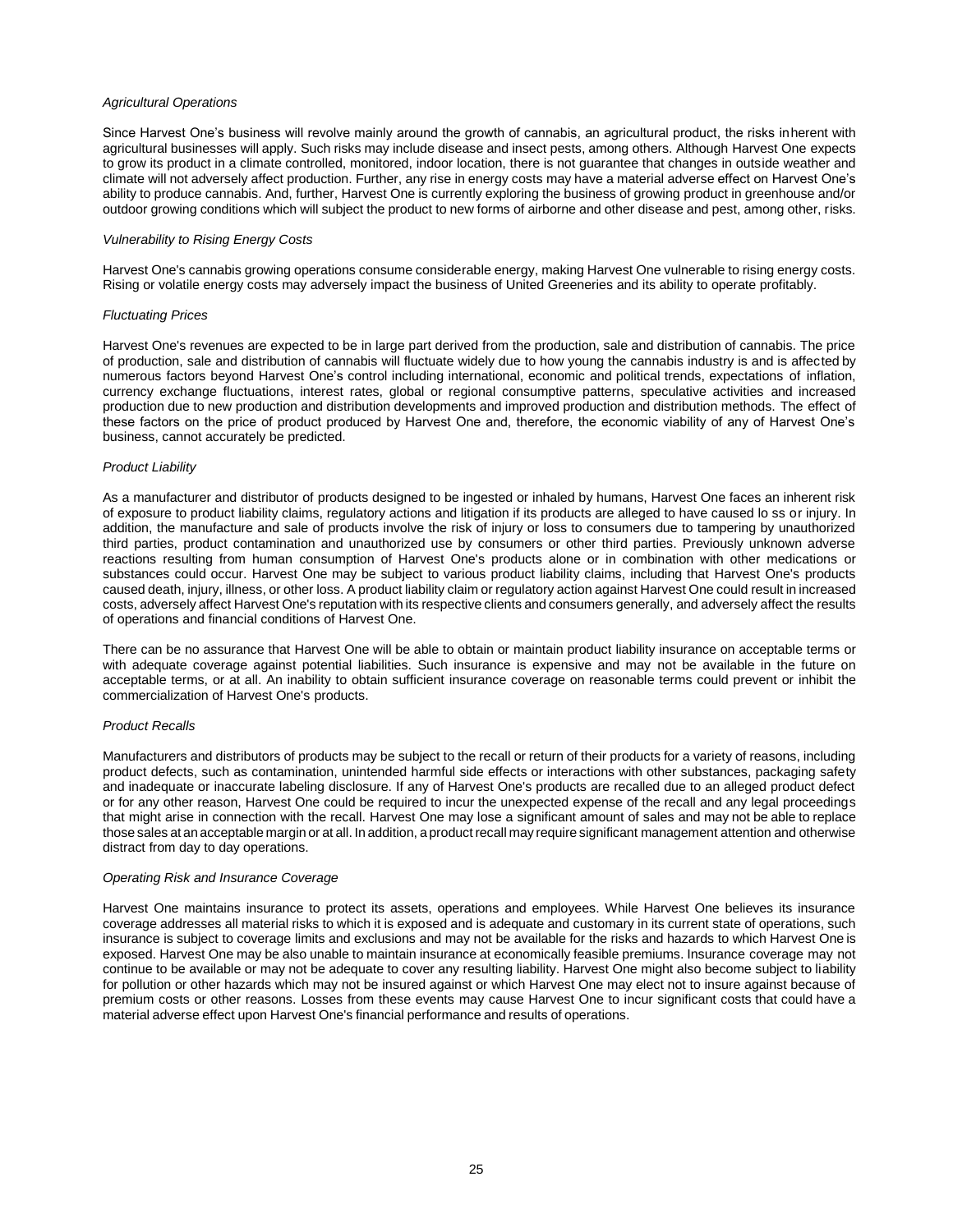*Agricultural Operations*

Since Harvest One's business will revolve mainly around the growth of cannabis, an agricultural product, the risks inherent with agricultural businesses will apply. Such risks may include disease and insect pests, among others. Although Harvest One expects to grow its product in a climate controlled, monitored, indoor location, there is not guarantee that changes in outside weather and climate will not adversely affect production. Further, any rise in energy costs may have a material adverse effect on Harvest One's ability to produce cannabis. And, further, Harvest One is currently exploring the business of growing product in greenhouse and/or outdoor growing conditions which will subject the product to new forms of airborne and other disease and pest, among other, risks.

*Vulnerability to Rising Energy Costs*

Harvest One's cannabis growing operations consume considerable energy, making Harvest One vulnerable to rising energy costs. Rising or volatile energy costs may adversely impact the business of United Greeneries and its ability to operate profitably.

*Fluctuating Prices*

Harvest One's revenues are expected to be in large part derived from the production, sale and distribution of cannabis. The price of production, sale and distribution of cannabis will fluctuate widely due to how young the cannabis industry is and is affected by numerous factors beyond Harvest One's control including international, economic and political trends, expectations of inflation, currency exchange fluctuations, interest rates, global or regional consumptive patterns, speculative activities and increased production due to new production and distribution developments and improved production and distribution methods. The effect of these factors on the price of product produced by Harvest One and, therefore, the economic viability of any of Harvest One's business, cannot accurately be predicted.

*Product Liability*

As a manufacturer and distributor of products designed to be ingested or inhaled by humans, Harvest One faces an inherent risk of exposure to product liability claims, regulatory actions and litigation if its products are alleged to have caused lo ss or injury. In addition, the manufacture and sale of products involve the risk of injury or loss to consumers due to tampering by unauthorized third parties, product contamination and unauthorized use by consumers or other third parties. Previously unknown adverse reactions resulting from human consumption of Harvest One's products alone or in combination with other medications or substances could occur. Harvest One may be subject to various product liability claims, including that Harvest One's products caused death, injury, illness, or other loss. A product liability claim or regulatory action against Harvest One could result in increased costs, adversely affect Harvest One's reputation with its respective clients and consumers generally, and adversely affect the results of operations and financial conditions of Harvest One.

There can be no assurance that Harvest One will be able to obtain or maintain product liability insurance on acceptable terms or with adequate coverage against potential liabilities. Such insurance is expensive and may not be available in the future on acceptable terms, or at all. An inability to obtain sufficient insurance coverage on reasonable terms could prevent or inhibit the commercialization of Harvest One's products.

*Product Recalls*

Manufacturers and distributors of products may be subject to the recall or return of their products for a variety of reasons, including product defects, such as contamination, unintended harmful side effects or interactions with other substances, packaging safety and inadequate or inaccurate labeling disclosure. If any of Harvest One's products are recalled due to an alleged product defect or for any other reason, Harvest One could be required to incur the unexpected expense of the recall and any legal proceedings that might arise in connection with the recall. Harvest One may lose a significant amount of sales and may not be able to replace those sales at an acceptable margin or at all. In addition, a product recall may require significant management attention and otherwise distract from day to day operations.

*Operating Risk and Insurance Coverage*

Harvest One maintains insurance to protect its assets, operations and employees. While Harvest One believes its insurance coverage addresses all material risks to which it is exposed and is adequate and customary in its current state of operations, such insurance is subject to coverage limits and exclusions and may not be available for the risks and hazards to which Harvest One is exposed. Harvest One may be also unable to maintain insurance at economically feasible premiums. Insurance coverage may not continue to be available or may not be adequate to cover any resulting liability. Harvest One might also become subject to liability for pollution or other hazards which may not be insured against or which Harvest One may elect not to insure against because of premium costs or other reasons. Losses from these events may cause Harvest One to incur significant costs that could have a material adverse effect upon Harvest One's financial performance and results of operations.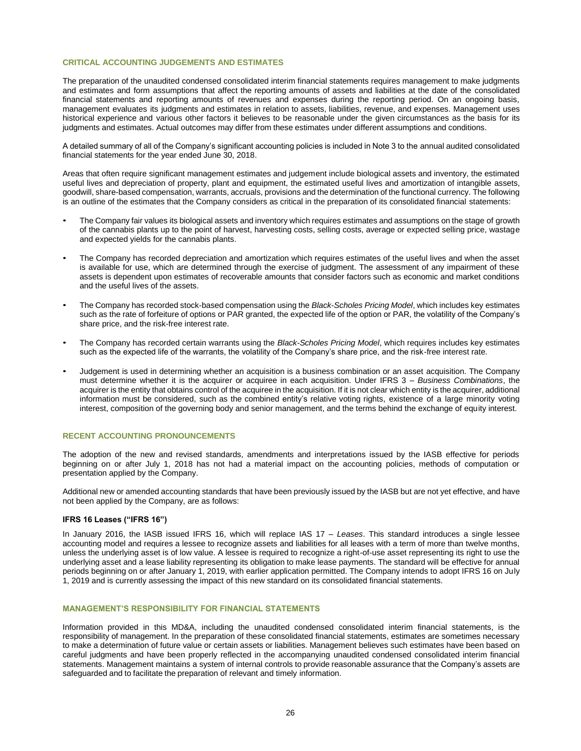## CRITICAL ACCOUNTING JUDGEMENTS AND ESTIMATES

The preparation of the unaudited condensed consolidated interim financial statements requires management to make judgments and estimates and form assumptions that affect the reporting amounts of assets and liabilities at the date of the consolidated financial statements and reporting amounts of revenues and expenses during the reporting period. On an ongoing basis, management evaluates its judgments and estimates in relation to assets, liabilities, revenue, and expenses. Management uses historical experience and various other factors it believes to be reasonable under the given circumstances as the basis for its judgments and estimates. Actual outcomes may differ from these estimates under different assumptions and conditions.

A detailed summary of all of the Company's significant accounting policies is included in Note 3 to the annual audited consolidated financial statements for the year ended June 30, 2018.

Areas that often require significant management estimates and judgement include biological assets and inventory, the estimated useful lives and depreciation of property, plant and equipment, the estimated useful lives and amortization of intangible assets, goodwill, share-based compensation, warrants, accruals, provisions and the determination of the functional currency. The following is an outline of the estimates that the Company considers as critical in the preparation of its consolidated financial statements:

- The Company fair values its biological assets and inventory which requires estimates and assumptions on the stage of growth of the cannabis plants up to the point of harvest, harvesting costs, selling costs, average or expected selling price, wastage and expected yields for the cannabis plants.
- The Company has recorded depreciation and amortization which requires estimates of the useful lives and when the asset is available for use, which are determined through the exercise of judgment. The assessment of any impairment of these assets is dependent upon estimates of recoverable amounts that consider factors such as economic and market conditions and the useful lives of the assets.
- The Company has recorded stock-based compensation using the *Black-Scholes Pricing Model*, which includes key estimates such as the rate of forfeiture of options or PAR granted, the expected life of the option or PAR, the volatility of the Company's share price, and the risk-free interest rate.
- The Company has recorded certain warrants using the *Black-Scholes Pricing Model*, which requires includes key estimates such as the expected life of the warrants, the volatility of the Company's share price, and the risk-free interest rate.
- Judgement is used in determining whether an acquisition is a business combination or an asset acquisition. The Company must determine whether it is the acquirer or acquiree in each acquisition. Under IFRS 3 – *Business Combinations*, the acquirer is the entity that obtains control of the acquiree in the acquisition. If it is not clear which entity is the acquirer, additional information must be considered, such as the combined entity's relative voting rights, existence of a large minority voting interest, composition of the governing body and senior management, and the terms behind the exchange of equity interest.

## RECENT ACCOUNTING PRONOUNCEMENTS

The adoption of the new and revised standards, amendments and interpretations issued by the IASB effective for periods beginning on or after July 1, 2018 has not had a material impact on the accounting policies, methods of computation or presentation applied by the Company.

Additional new or amended accounting standards that have been previously issued by the IASB but are not yet effective, and have not been applied by the Company, are as follows:

### IFRS 16 Leases ("IFRS 16")

In January 2016, the IASB issued IFRS 16, which will replace IAS 17 – *Leases*. This standard introduces a single lessee accounting model and requires a lessee to recognize assets and liabilities for all leases with a term of more than twelve months, unless the underlying asset is of low value. A lessee is required to recognize a right-of-use asset representing its right to use the underlying asset and a lease liability representing its obligation to make lease payments. The standard will be effective for annual periods beginning on or after January 1, 2019, with earlier application permitted. The Company intends to adopt IFRS 16 on July 1, 2019 and is currently assessing the impact of this new standard on its consolidated financial statements.

## MANAGEMENT'S RESPONSIBILITY FOR FINANCIAL STATEMENTS

Information provided in this MD&A, including the unaudited condensed consolidated interim financial statements, is the responsibility of management. In the preparation of these consolidated financial statements, estimates are sometimes necessary to make a determination of future value or certain assets or liabilities. Management believes such estimates have been based on careful judgments and have been properly reflected in the accompanying unaudited condensed consolidated interim financial statements. Management maintains a system of internal controls to provide reasonable assurance that the Company's assets are safeguarded and to facilitate the preparation of relevant and timely information.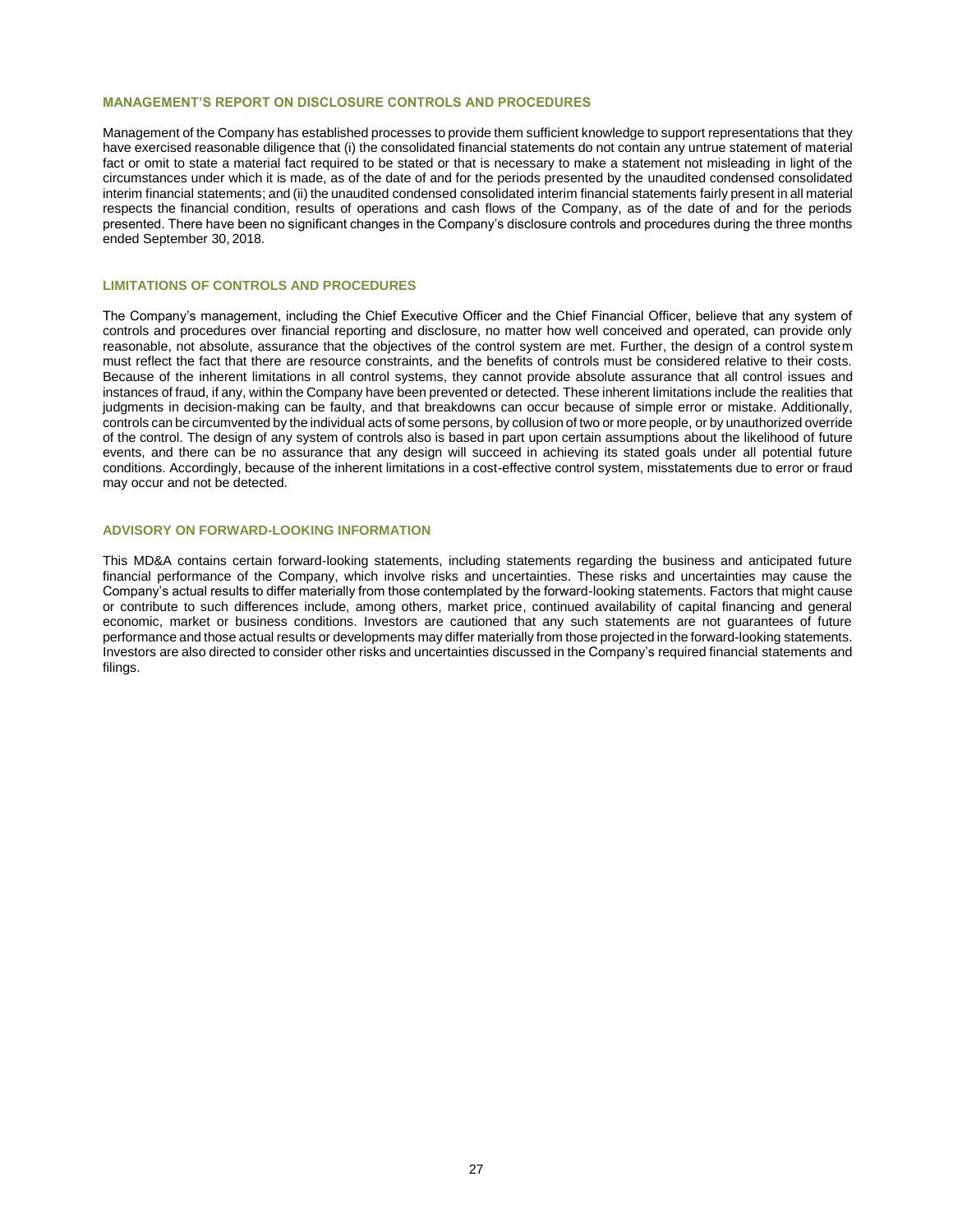## MANAGEMENT'S REPORT ON DISCLOSURE CONTROLS AND PROCEDURES

Management of the Company has established processes to provide them sufficient knowledge to support representations that they have exercised reasonable diligence that (i) the consolidated financial statements do not contain any untrue statement of material fact or omit to state a material fact required to be stated or that is necessary to make a statement not misleading in light of the circumstances under which it is made, as of the date of and for the periods presented by the unaudited condensed consolidated interim financial statements; and (ii) the unaudited condensed consolidated interim financial statements fairly present in all material respects the financial condition, results of operations and cash flows of the Company, as of the date of and for the periods presented. There have been no significant changes in the Company's disclosure controls and procedures during the three months ended September 30, 2018.

## LIMITATIONS OF CONTROLS AND PROCEDURES

The Company's management, including the Chief Executive Officer and the Chief Financial Officer, believe that any system of controls and procedures over financial reporting and disclosure, no matter how well conceived and operated, can provide only reasonable, not absolute, assurance that the objectives of the control system are met. Further, the design of a control system must reflect the fact that there are resource constraints, and the benefits of controls must be considered relative to their costs. Because of the inherent limitations in all control systems, they cannot provide absolute assurance that all control issues and instances of fraud, if any, within the Company have been prevented or detected. These inherent limitations include the realities that judgments in decision-making can be faulty, and that breakdowns can occur because of simple error or mistake. Additionally, controls can be circumvented by the individual acts of some persons, by collusion of two or more people, or by unauthorized override of the control. The design of any system of controls also is based in part upon certain assumptions about the likelihood of future events, and there can be no assurance that any design will succeed in achieving its stated goals under all potential future conditions. Accordingly, because of the inherent limitations in a cost-effective control system, misstatements due to error or fraud may occur and not be detected.

## ADVISORY ON FORWARD-LOOKING INFORMATION

This MD&A contains certain forward-looking statements, including statements regarding the business and anticipated future financial performance of the Company, which involve risks and uncertainties. These risks and uncertainties may cause the Company's actual results to differ materially from those contemplated by the forward-looking statements. Factors that might cause or contribute to such differences include, among others, market price, continued availability of capital financing and general economic, market or business conditions. Investors are cautioned that any such statements are not guarantees of future performance and those actual results or developments may differ materially from those projected in the forward-looking statements. Investors are also directed to consider other risks and uncertainties discussed in the Company's required financial statements and filings.